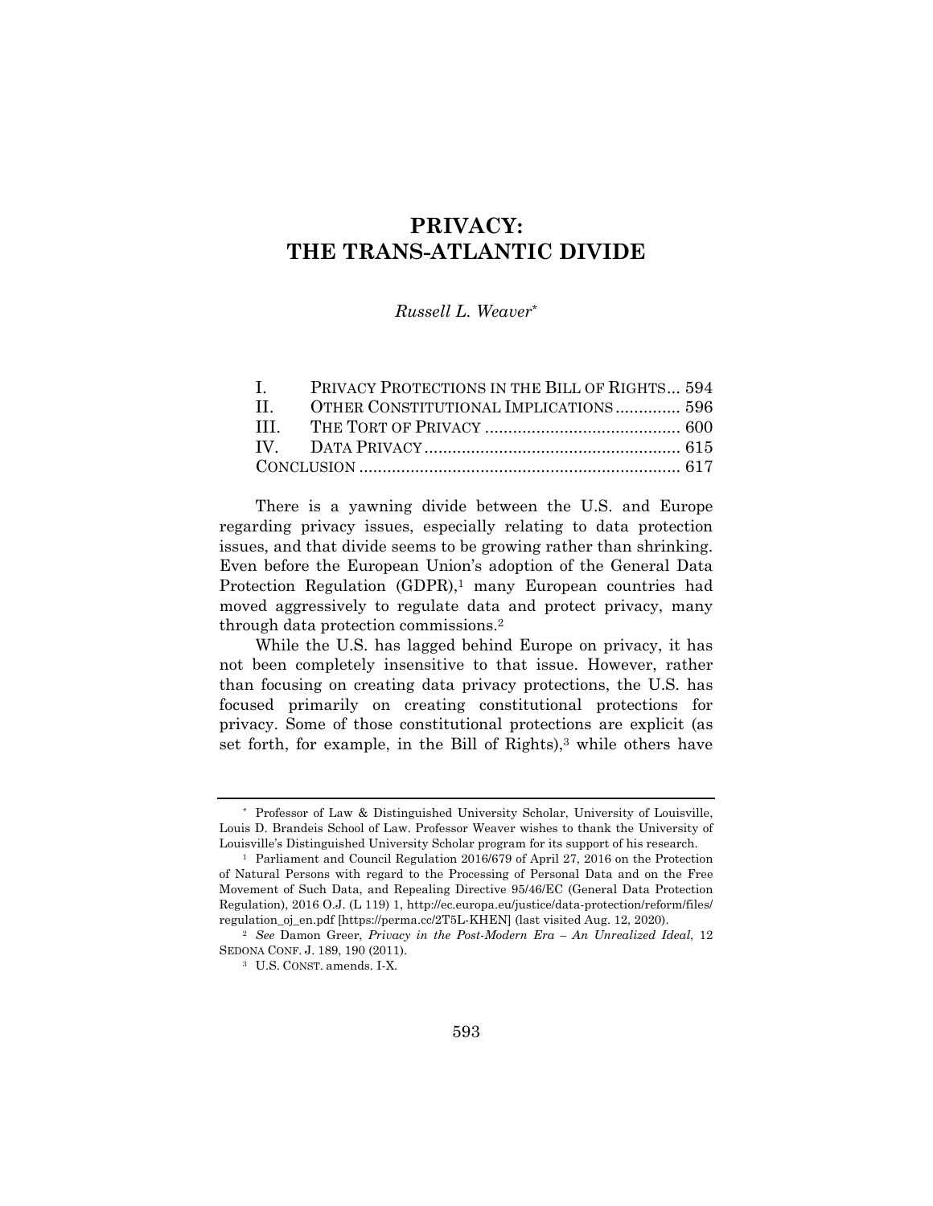# PRIVACY: THE TRANS-ATLANTIC DIVIDE

*Russell L. Weaver*[*]

| | | |
|---|---|---|
| I. | PRIVACY PROTECTIONS IN THE BILL OF RIGHTS | 594 |
| II. | OTHER CONSTITUTIONAL IMPLICATIONS | 596 |
| III. | THE TORT OF PRIVACY | 600 |
| IV. | DATA PRIVACY | 615 |
| | CONCLUSION | 617 |

There is a yawning divide between the U.S. and Europe regarding privacy issues, especially relating to data protection issues, and that divide seems to be growing rather than shrinking. Even before the European Union's adoption of the General Data Protection Regulation (GDPR),[1] many European countries had moved aggressively to regulate data and protect privacy, many through data protection commissions.[2]

While the U.S. has lagged behind Europe on privacy, it has not been completely insensitive to that issue. However, rather than focusing on creating data privacy protections, the U.S. has focused primarily on creating constitutional protections for privacy. Some of those constitutional protections are explicit (as set forth, for example, in the Bill of Rights),[3] while others have

---

[*] Professor of Law & Distinguished University Scholar, University of Louisville, Louis D. Brandeis School of Law. Professor Weaver wishes to thank the University of Louisville's Distinguished University Scholar program for its support of his research.

[1] Parliament and Council Regulation 2016/679 of April 27, 2016 on the Protection of Natural Persons with regard to the Processing of Personal Data and on the Free Movement of Such Data, and Repealing Directive 95/46/EC (General Data Protection Regulation), 2016 O.J. (L 119) 1, http://ec.europa.eu/justice/data-protection/reform/files/regulation_oj_en.pdf [https://perma.cc/2T5L-KHEN] (last visited Aug. 12, 2020).

[2] *See* Damon Greer, *Privacy in the Post-Modern Era – An Unrealized Ideal*, 12 SEDONA CONF. J. 189, 190 (2011).

[3] U.S. CONST. amends. I-X.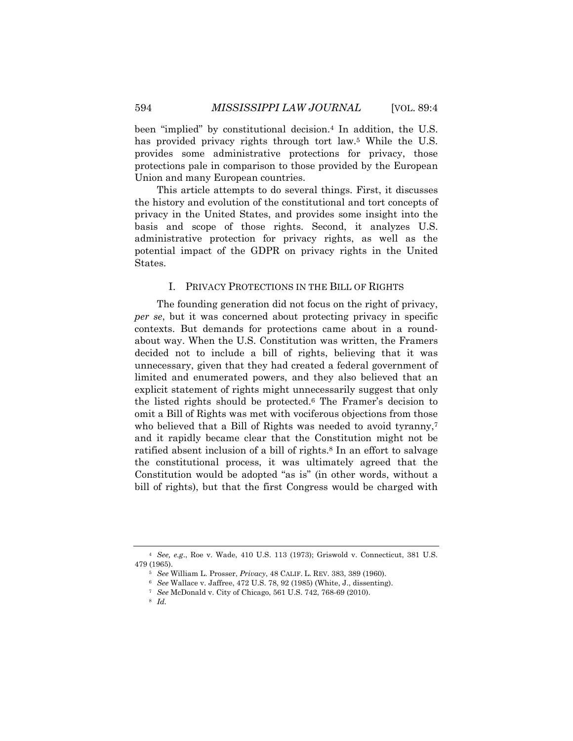been "implied" by constitutional decision.[4] In addition, the U.S. has provided privacy rights through tort law.[5] While the U.S. provides some administrative protections for privacy, those protections pale in comparison to those provided by the European Union and many European countries.

This article attempts to do several things. First, it discusses the history and evolution of the constitutional and tort concepts of privacy in the United States, and provides some insight into the basis and scope of those rights. Second, it analyzes U.S. administrative protection for privacy rights, as well as the potential impact of the GDPR on privacy rights in the United States.

## I. PRIVACY PROTECTIONS IN THE BILL OF RIGHTS

The founding generation did not focus on the right of privacy, *per se*, but it was concerned about protecting privacy in specific contexts. But demands for protections came about in a round-about way. When the U.S. Constitution was written, the Framers decided not to include a bill of rights, believing that it was unnecessary, given that they had created a federal government of limited and enumerated powers, and they also believed that an explicit statement of rights might unnecessarily suggest that only the listed rights should be protected.[6] The Framer's decision to omit a Bill of Rights was met with vociferous objections from those who believed that a Bill of Rights was needed to avoid tyranny,[7] and it rapidly became clear that the Constitution might not be ratified absent inclusion of a bill of rights.[8] In an effort to salvage the constitutional process, it was ultimately agreed that the Constitution would be adopted "as is" (in other words, without a bill of rights), but that the first Congress would be charged with

---

[4] *See, e.g.*, Roe v. Wade, 410 U.S. 113 (1973); Griswold v. Connecticut, 381 U.S. 479 (1965).

[5] *See* William L. Prosser, *Privacy*, 48 CALIF. L. REV. 383, 389 (1960).

[6] *See* Wallace v. Jaffree, 472 U.S. 78, 92 (1985) (White, J., dissenting).

[7] *See* McDonald v. City of Chicago, 561 U.S. 742, 768-69 (2010).

[8] *Id.*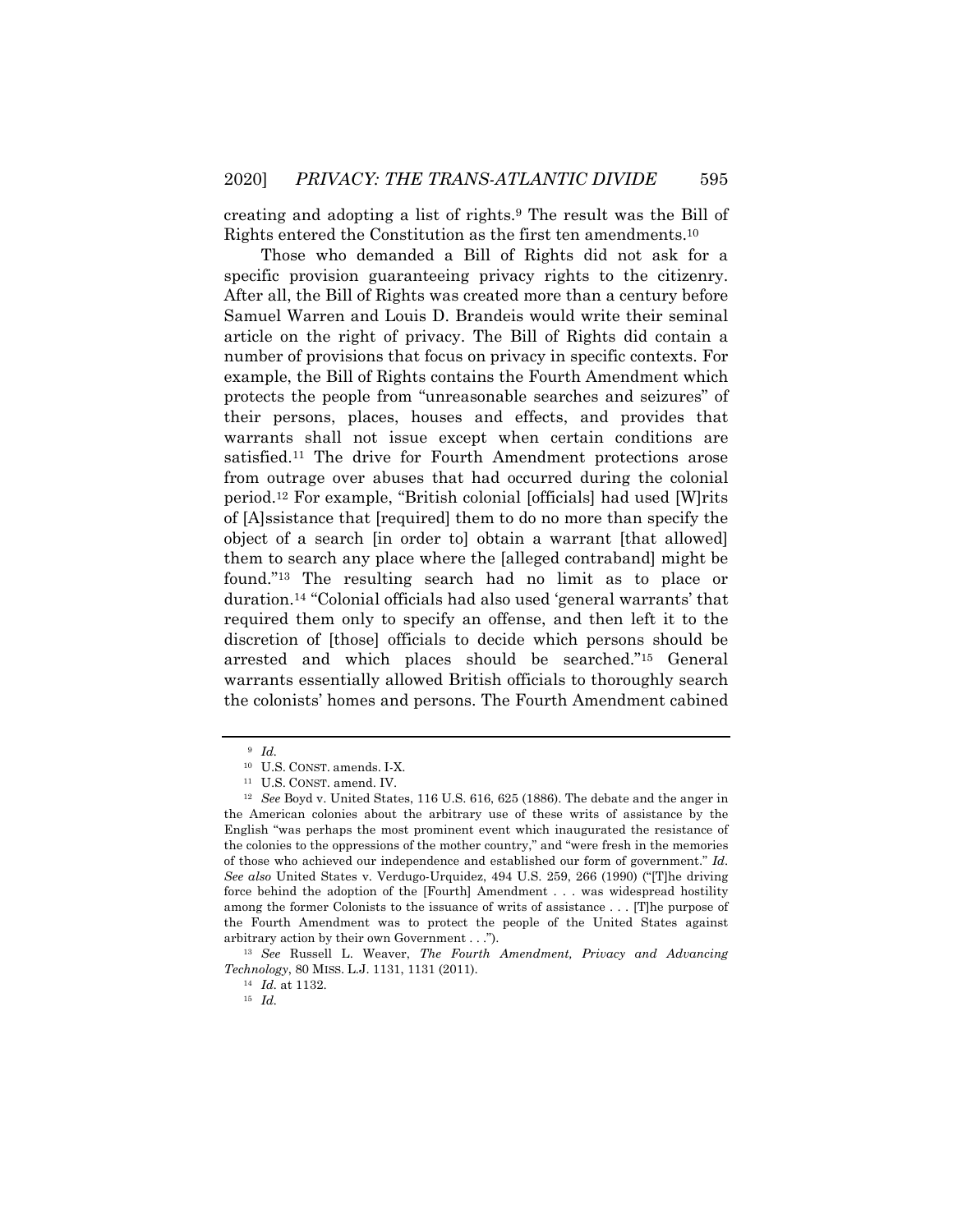creating and adopting a list of rights.[9] The result was the Bill of Rights entered the Constitution as the first ten amendments.[10]

Those who demanded a Bill of Rights did not ask for a specific provision guaranteeing privacy rights to the citizenry. After all, the Bill of Rights was created more than a century before Samuel Warren and Louis D. Brandeis would write their seminal article on the right of privacy. The Bill of Rights did contain a number of provisions that focus on privacy in specific contexts. For example, the Bill of Rights contains the Fourth Amendment which protects the people from "unreasonable searches and seizures" of their persons, places, houses and effects, and provides that warrants shall not issue except when certain conditions are satisfied.[11] The drive for Fourth Amendment protections arose from outrage over abuses that had occurred during the colonial period.[12] For example, "British colonial [officials] had used [W]rits of [A]ssistance that [required] them to do no more than specify the object of a search [in order to] obtain a warrant [that allowed] them to search any place where the [alleged contraband] might be found."[13] The resulting search had no limit as to place or duration.[14] "Colonial officials had also used 'general warrants' that required them only to specify an offense, and then left it to the discretion of [those] officials to decide which persons should be arrested and which places should be searched."[15] General warrants essentially allowed British officials to thoroughly search the colonists' homes and persons. The Fourth Amendment cabined

---

[9] *Id.*

[10] U.S. CONST. amends. I-X.

[11] U.S. CONST. amend. IV.

[12] *See* Boyd v. United States, 116 U.S. 616, 625 (1886). The debate and the anger in the American colonies about the arbitrary use of these writs of assistance by the English "was perhaps the most prominent event which inaugurated the resistance of the colonies to the oppressions of the mother country," and "were fresh in the memories of those who achieved our independence and established our form of government." *Id.* *See also* United States v. Verdugo-Urquidez, 494 U.S. 259, 266 (1990) ("[T]he driving force behind the adoption of the [Fourth] Amendment . . . was widespread hostility among the former Colonists to the issuance of writs of assistance . . . [T]he purpose of the Fourth Amendment was to protect the people of the United States against arbitrary action by their own Government . . .").

[13] *See* Russell L. Weaver, *The Fourth Amendment, Privacy and Advancing Technology*, 80 MISS. L.J. 1131, 1131 (2011).

[14] *Id.* at 1132.

[15] *Id.*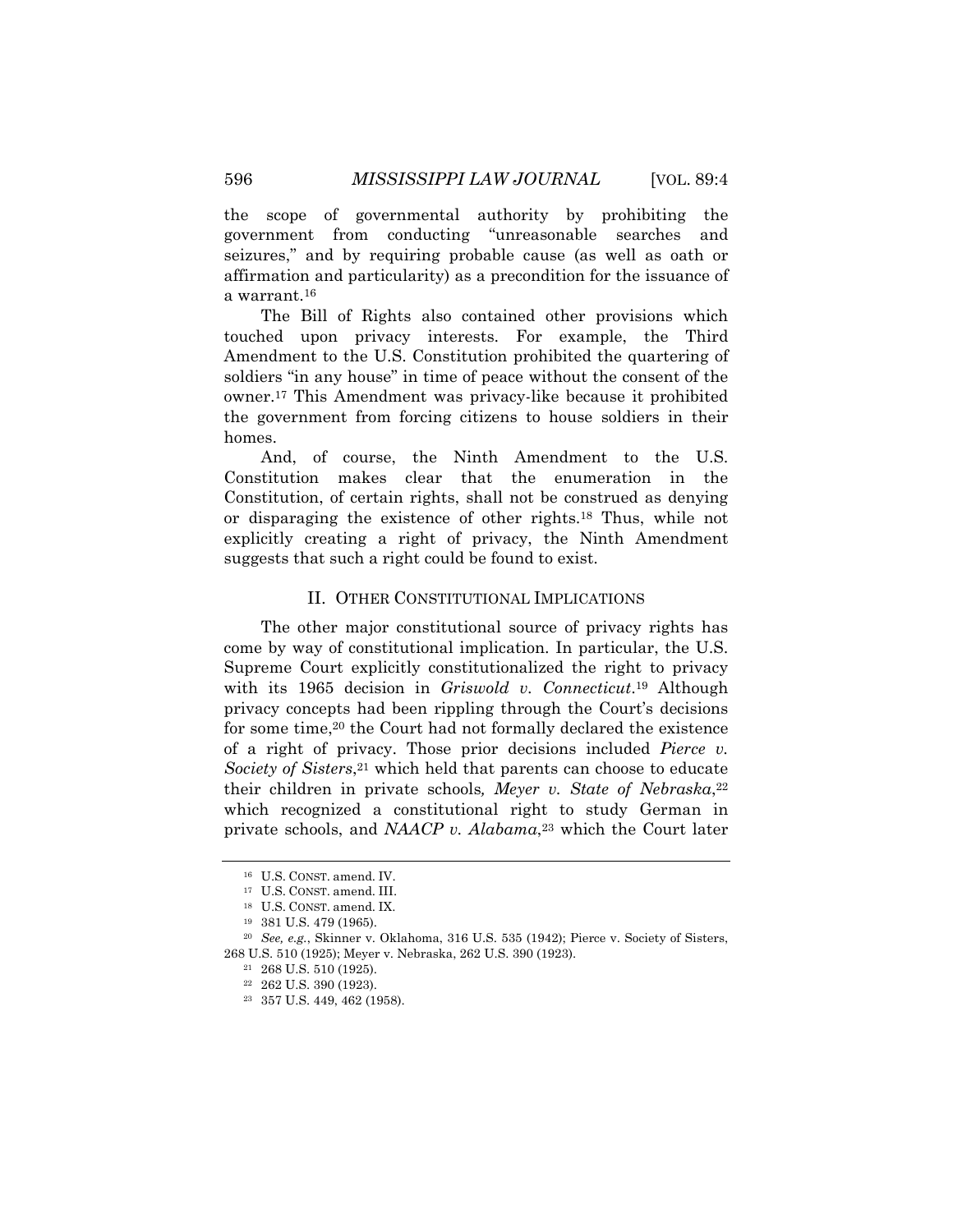the scope of governmental authority by prohibiting the government from conducting "unreasonable searches and seizures," and by requiring probable cause (as well as oath or affirmation and particularity) as a precondition for the issuance of a warrant.[16]

The Bill of Rights also contained other provisions which touched upon privacy interests. For example, the Third Amendment to the U.S. Constitution prohibited the quartering of soldiers "in any house" in time of peace without the consent of the owner.[17] This Amendment was privacy-like because it prohibited the government from forcing citizens to house soldiers in their homes.

And, of course, the Ninth Amendment to the U.S. Constitution makes clear that the enumeration in the Constitution, of certain rights, shall not be construed as denying or disparaging the existence of other rights.[18] Thus, while not explicitly creating a right of privacy, the Ninth Amendment suggests that such a right could be found to exist.

## II. OTHER CONSTITUTIONAL IMPLICATIONS

The other major constitutional source of privacy rights has come by way of constitutional implication. In particular, the U.S. Supreme Court explicitly constitutionalized the right to privacy with its 1965 decision in *Griswold v. Connecticut*.[19] Although privacy concepts had been rippling through the Court's decisions for some time,[20] the Court had not formally declared the existence of a right of privacy. Those prior decisions included *Pierce v. Society of Sisters*,[21] which held that parents can choose to educate their children in private schools, *Meyer v. State of Nebraska*,[22] which recognized a constitutional right to study German in private schools, and *NAACP v. Alabama*,[23] which the Court later

---

[16] U.S. CONST. amend. IV.

[17] U.S. CONST. amend. III.

[18] U.S. CONST. amend. IX.

[19] 381 U.S. 479 (1965).

[20] *See, e.g.*, Skinner v. Oklahoma, 316 U.S. 535 (1942); Pierce v. Society of Sisters, 268 U.S. 510 (1925); Meyer v. Nebraska, 262 U.S. 390 (1923).

[21] 268 U.S. 510 (1925).

[22] 262 U.S. 390 (1923).

[23] 357 U.S. 449, 462 (1958).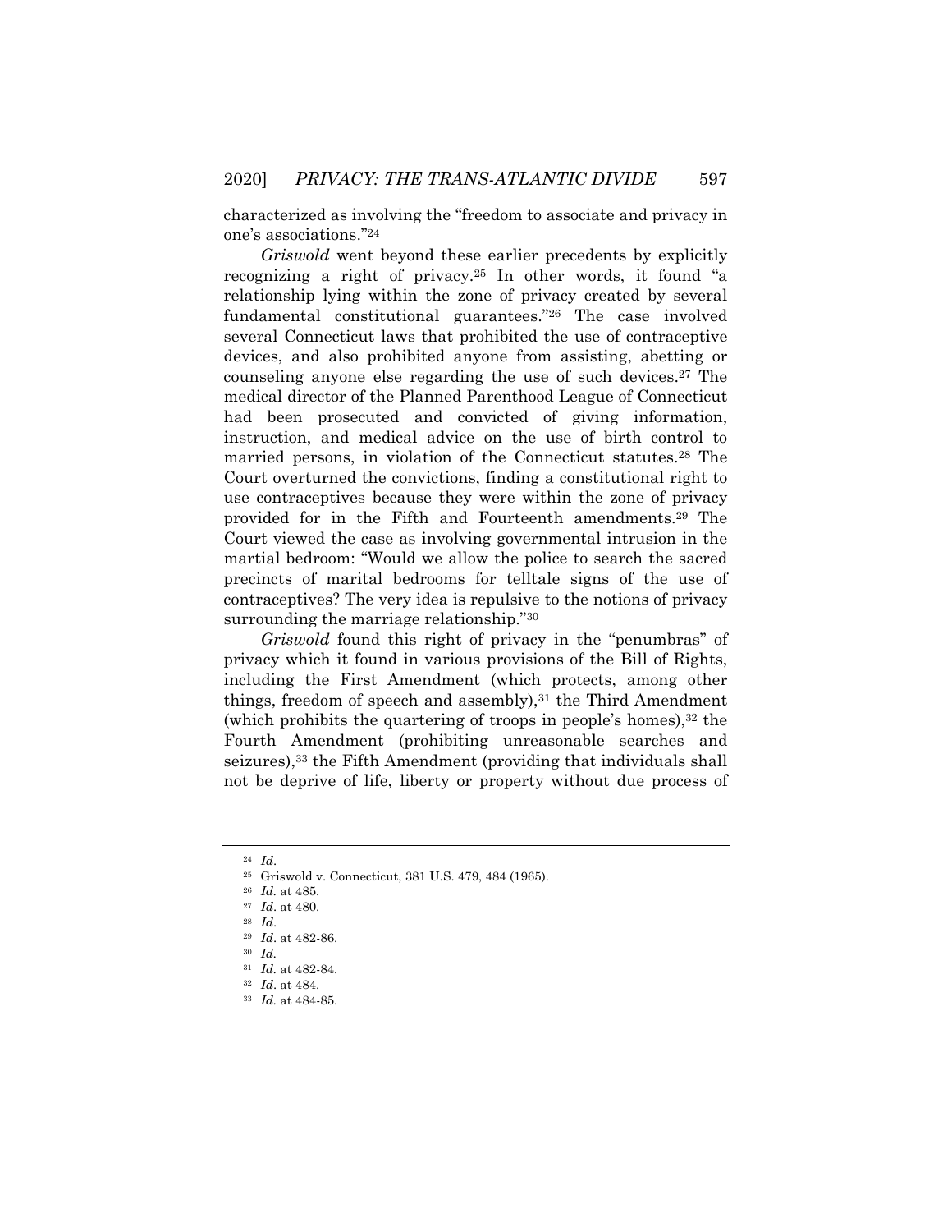characterized as involving the "freedom to associate and privacy in one's associations."[24]

*Griswold* went beyond these earlier precedents by explicitly recognizing a right of privacy.[25] In other words, it found "a relationship lying within the zone of privacy created by several fundamental constitutional guarantees."[26] The case involved several Connecticut laws that prohibited the use of contraceptive devices, and also prohibited anyone from assisting, abetting or counseling anyone else regarding the use of such devices.[27] The medical director of the Planned Parenthood League of Connecticut had been prosecuted and convicted of giving information, instruction, and medical advice on the use of birth control to married persons, in violation of the Connecticut statutes.[28] The Court overturned the convictions, finding a constitutional right to use contraceptives because they were within the zone of privacy provided for in the Fifth and Fourteenth amendments.[29] The Court viewed the case as involving governmental intrusion in the martial bedroom: "Would we allow the police to search the sacred precincts of marital bedrooms for telltale signs of the use of contraceptives? The very idea is repulsive to the notions of privacy surrounding the marriage relationship."[30]

*Griswold* found this right of privacy in the "penumbras" of privacy which it found in various provisions of the Bill of Rights, including the First Amendment (which protects, among other things, freedom of speech and assembly),[31] the Third Amendment (which prohibits the quartering of troops in people's homes),[32] the Fourth Amendment (prohibiting unreasonable searches and seizures),[33] the Fifth Amendment (providing that individuals shall not be deprive of life, liberty or property without due process of

---

[24] *Id.*

[25] Griswold v. Connecticut, 381 U.S. 479, 484 (1965).

[26] *Id.* at 485.

[27] *Id.* at 480.

[28] *Id.*

[29] *Id.* at 482-86.

[30] *Id.*

[31] *Id.* at 482-84.

[32] *Id.* at 484.

[33] *Id.* at 484-85.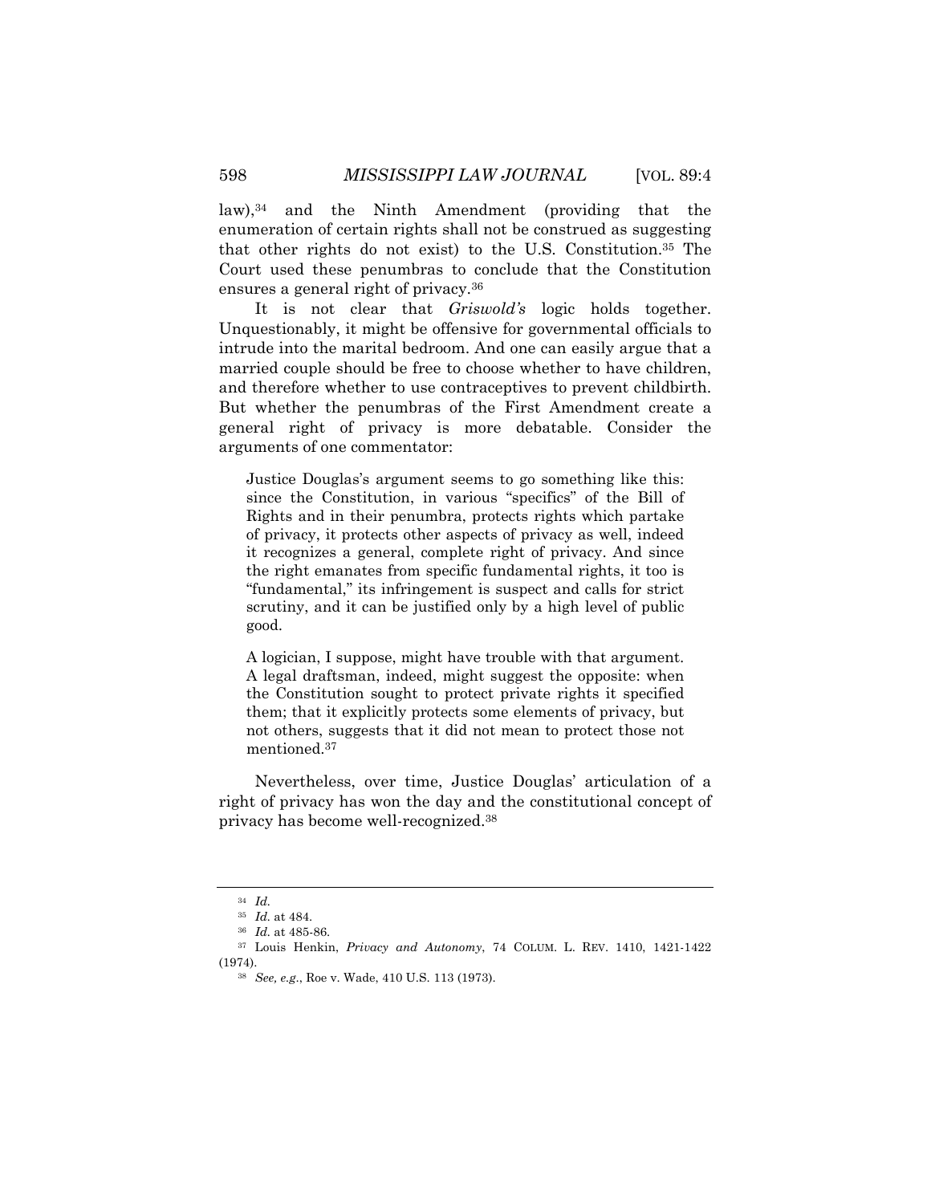law),[34] and the Ninth Amendment (providing that the enumeration of certain rights shall not be construed as suggesting that other rights do not exist) to the U.S. Constitution.[35] The Court used these penumbras to conclude that the Constitution ensures a general right of privacy.[36]

It is not clear that *Griswold's* logic holds together. Unquestionably, it might be offensive for governmental officials to intrude into the marital bedroom. And one can easily argue that a married couple should be free to choose whether to have children, and therefore whether to use contraceptives to prevent childbirth. But whether the penumbras of the First Amendment create a general right of privacy is more debatable. Consider the arguments of one commentator:

> Justice Douglas's argument seems to go something like this: since the Constitution, in various "specifics" of the Bill of Rights and in their penumbra, protects rights which partake of privacy, it protects other aspects of privacy as well, indeed it recognizes a general, complete right of privacy. And since the right emanates from specific fundamental rights, it too is "fundamental," its infringement is suspect and calls for strict scrutiny, and it can be justified only by a high level of public good.
>
> A logician, I suppose, might have trouble with that argument. A legal draftsman, indeed, might suggest the opposite: when the Constitution sought to protect private rights it specified them; that it explicitly protects some elements of privacy, but not others, suggests that it did not mean to protect those not mentioned.[37]

Nevertheless, over time, Justice Douglas' articulation of a right of privacy has won the day and the constitutional concept of privacy has become well-recognized.[38]

---

[34] *Id.*

[35] *Id.* at 484.

[36] *Id.* at 485-86.

[37] Louis Henkin, *Privacy and Autonomy*, 74 COLUM. L. REV. 1410, 1421-1422 (1974).

[38] *See, e.g.*, Roe v. Wade, 410 U.S. 113 (1973).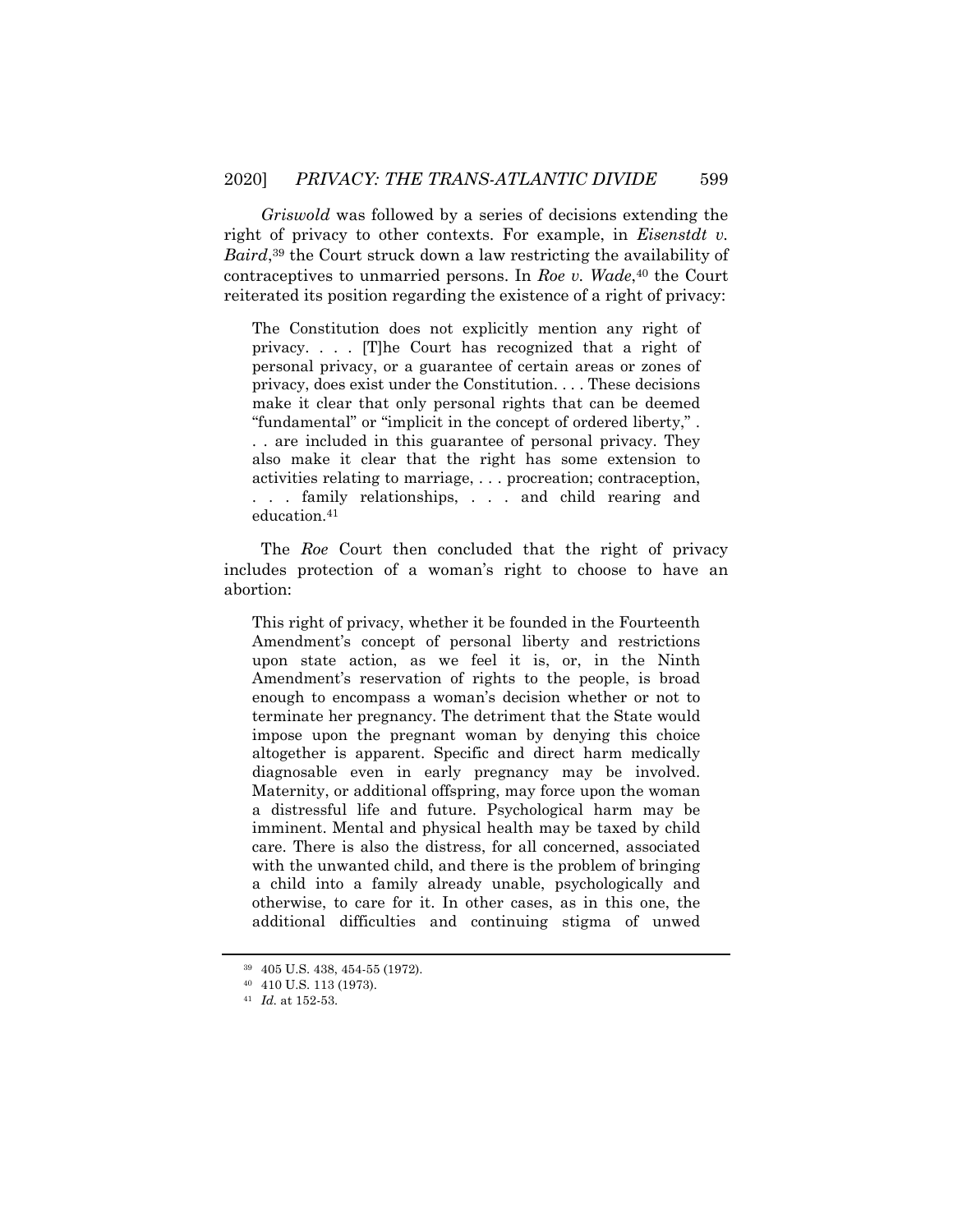*Griswold* was followed by a series of decisions extending the right of privacy to other contexts. For example, in *Eisenstdt v. Baird*,[39] the Court struck down a law restricting the availability of contraceptives to unmarried persons. In *Roe v. Wade*,[40] the Court reiterated its position regarding the existence of a right of privacy:

> The Constitution does not explicitly mention any right of privacy. . . . [T]he Court has recognized that a right of personal privacy, or a guarantee of certain areas or zones of privacy, does exist under the Constitution. . . . These decisions make it clear that only personal rights that can be deemed "fundamental" or "implicit in the concept of ordered liberty," . . . are included in this guarantee of personal privacy. They also make it clear that the right has some extension to activities relating to marriage, . . . procreation; contraception, . . . family relationships, . . . and child rearing and education.[41]

The *Roe* Court then concluded that the right of privacy includes protection of a woman's right to choose to have an abortion:

> This right of privacy, whether it be founded in the Fourteenth Amendment's concept of personal liberty and restrictions upon state action, as we feel it is, or, in the Ninth Amendment's reservation of rights to the people, is broad enough to encompass a woman's decision whether or not to terminate her pregnancy. The detriment that the State would impose upon the pregnant woman by denying this choice altogether is apparent. Specific and direct harm medically diagnosable even in early pregnancy may be involved. Maternity, or additional offspring, may force upon the woman a distressful life and future. Psychological harm may be imminent. Mental and physical health may be taxed by child care. There is also the distress, for all concerned, associated with the unwanted child, and there is the problem of bringing a child into a family already unable, psychologically and otherwise, to care for it. In other cases, as in this one, the additional difficulties and continuing stigma of unwed

[39] 405 U.S. 438, 454-55 (1972).

[40] 410 U.S. 113 (1973).

[41] *Id.* at 152-53.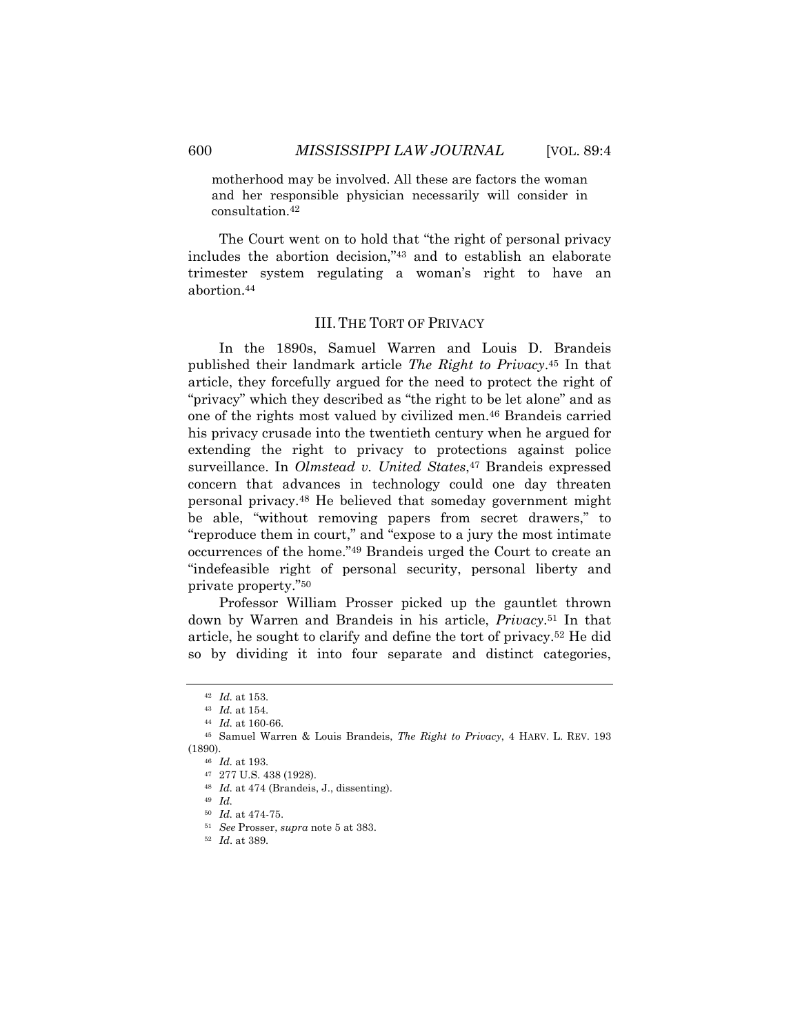motherhood may be involved. All these are factors the woman and her responsible physician necessarily will consider in consultation.[42]

The Court went on to hold that "the right of personal privacy includes the abortion decision,"[43] and to establish an elaborate trimester system regulating a woman's right to have an abortion.[44]

## III. THE TORT OF PRIVACY

In the 1890s, Samuel Warren and Louis D. Brandeis published their landmark article *The Right to Privacy*.[45] In that article, they forcefully argued for the need to protect the right of "privacy" which they described as "the right to be let alone" and as one of the rights most valued by civilized men.[46] Brandeis carried his privacy crusade into the twentieth century when he argued for extending the right to privacy to protections against police surveillance. In *Olmstead v. United States*,[47] Brandeis expressed concern that advances in technology could one day threaten personal privacy.[48] He believed that someday government might be able, "without removing papers from secret drawers," to "reproduce them in court," and "expose to a jury the most intimate occurrences of the home."[49] Brandeis urged the Court to create an "indefeasible right of personal security, personal liberty and private property."[50]

Professor William Prosser picked up the gauntlet thrown down by Warren and Brandeis in his article, *Privacy*.[51] In that article, he sought to clarify and define the tort of privacy.[52] He did so by dividing it into four separate and distinct categories,

---

[42] *Id.* at 153.

[43] *Id.* at 154.

[44] *Id.* at 160-66.

[45] Samuel Warren & Louis Brandeis, *The Right to Privacy*, 4 HARV. L. REV. 193 (1890).

[46] *Id.* at 193.

[47] 277 U.S. 438 (1928).

[48] *Id.* at 474 (Brandeis, J., dissenting).

[49] *Id.*

[50] *Id.* at 474-75.

[51] *See* Prosser, *supra* note 5 at 383.

[52] *Id*. at 389.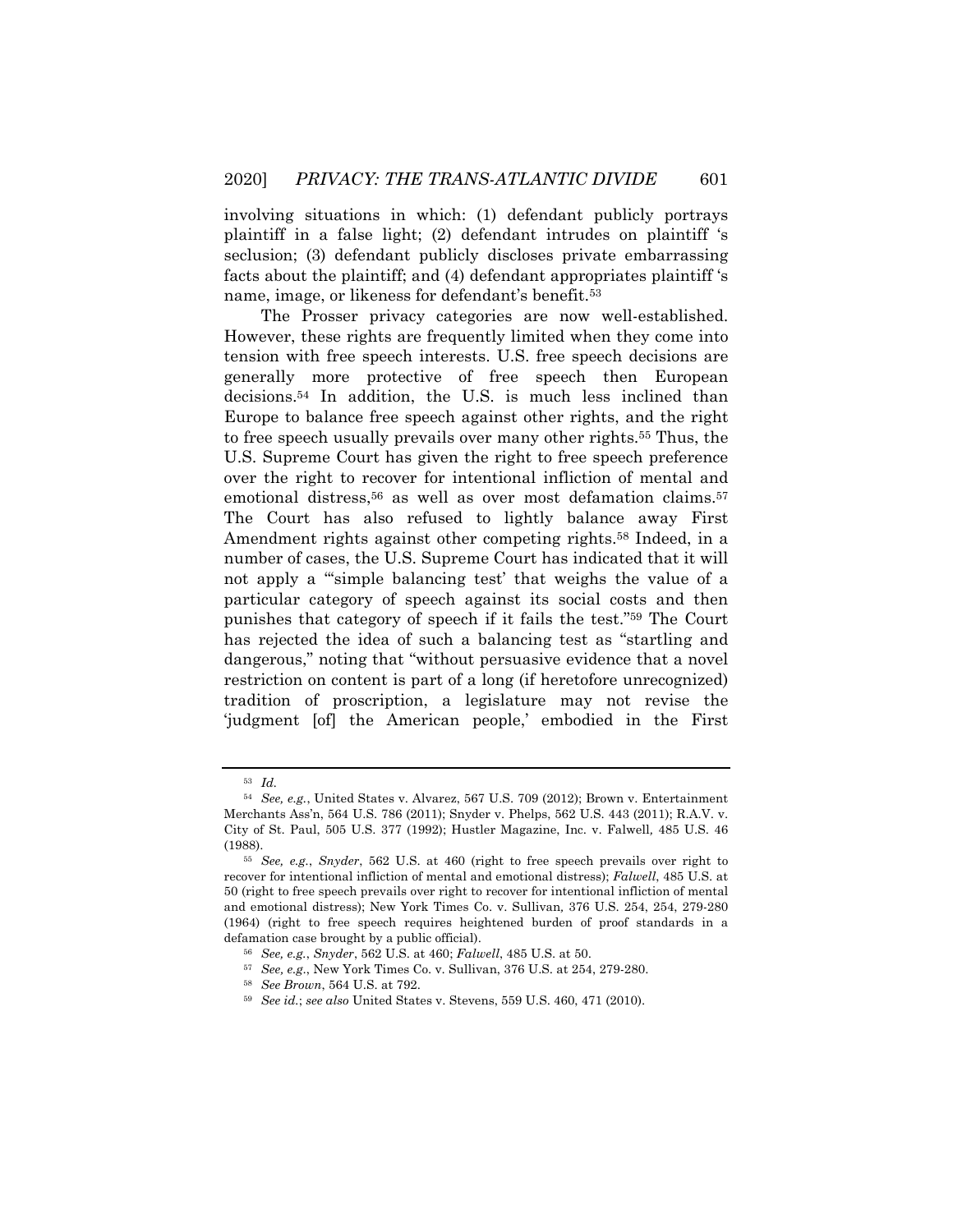involving situations in which: (1) defendant publicly portrays plaintiff in a false light; (2) defendant intrudes on plaintiff 's seclusion; (3) defendant publicly discloses private embarrassing facts about the plaintiff; and (4) defendant appropriates plaintiff 's name, image, or likeness for defendant's benefit.[53]

The Prosser privacy categories are now well-established. However, these rights are frequently limited when they come into tension with free speech interests. U.S. free speech decisions are generally more protective of free speech then European decisions.[54] In addition, the U.S. is much less inclined than Europe to balance free speech against other rights, and the right to free speech usually prevails over many other rights.[55] Thus, the U.S. Supreme Court has given the right to free speech preference over the right to recover for intentional infliction of mental and emotional distress,[56] as well as over most defamation claims.[57] The Court has also refused to lightly balance away First Amendment rights against other competing rights.[58] Indeed, in a number of cases, the U.S. Supreme Court has indicated that it will not apply a "'simple balancing test' that weighs the value of a particular category of speech against its social costs and then punishes that category of speech if it fails the test."[59] The Court has rejected the idea of such a balancing test as "startling and dangerous," noting that "without persuasive evidence that a novel restriction on content is part of a long (if heretofore unrecognized) tradition of proscription, a legislature may not revise the 'judgment [of] the American people,' embodied in the First

---

[53] *Id.*

[54] *See, e.g.*, United States v. Alvarez, 567 U.S. 709 (2012); Brown v. Entertainment Merchants Ass'n, 564 U.S. 786 (2011); Snyder v. Phelps, 562 U.S. 443 (2011); R.A.V. v. City of St. Paul, 505 U.S. 377 (1992); Hustler Magazine, Inc. v. Falwell, 485 U.S. 46 (1988).

[55] *See, e.g.*, *Snyder*, 562 U.S. at 460 (right to free speech prevails over right to recover for intentional infliction of mental and emotional distress); *Falwell*, 485 U.S. at 50 (right to free speech prevails over right to recover for intentional infliction of mental and emotional distress); New York Times Co. v. Sullivan, 376 U.S. 254, 254, 279-280 (1964) (right to free speech requires heightened burden of proof standards in a defamation case brought by a public official).

[56] *See, e.g.*, *Snyder*, 562 U.S. at 460; *Falwell*, 485 U.S. at 50.

[57] *See, e.g.*, New York Times Co. v. Sullivan, 376 U.S. at 254, 279-280.

[58] *See Brown*, 564 U.S. at 792.

[59] *See id.*; *see also* United States v. Stevens, 559 U.S. 460, 471 (2010).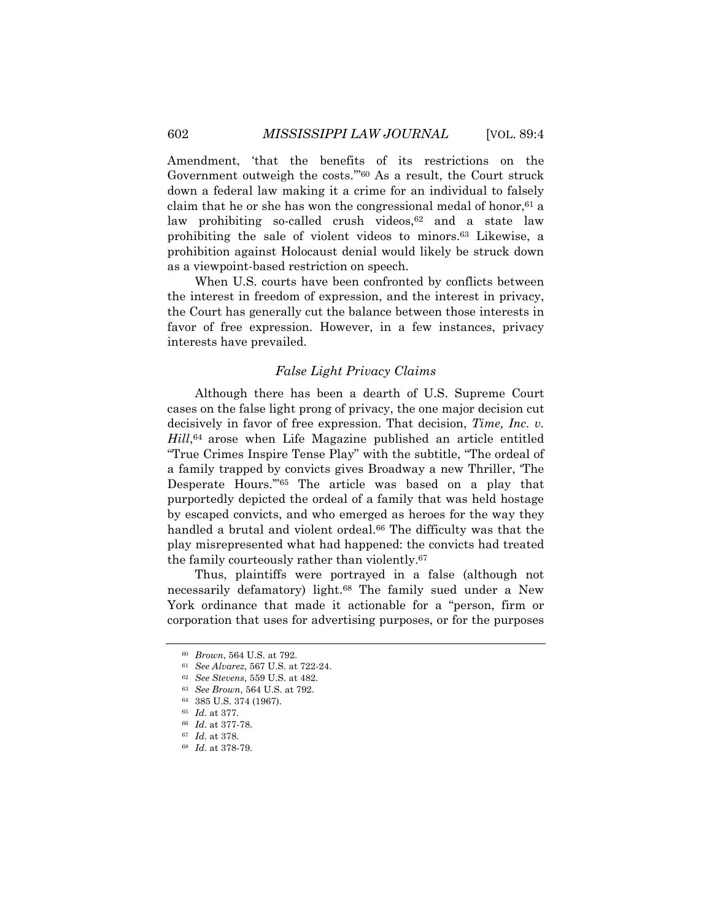Amendment, 'that the benefits of its restrictions on the Government outweigh the costs.'"[60] As a result, the Court struck down a federal law making it a crime for an individual to falsely claim that he or she has won the congressional medal of honor,[61] a law prohibiting so-called crush videos,[62] and a state law prohibiting the sale of violent videos to minors.[63] Likewise, a prohibition against Holocaust denial would likely be struck down as a viewpoint-based restriction on speech.

When U.S. courts have been confronted by conflicts between the interest in freedom of expression, and the interest in privacy, the Court has generally cut the balance between those interests in favor of free expression. However, in a few instances, privacy interests have prevailed.

### *False Light Privacy Claims*

Although there has been a dearth of U.S. Supreme Court cases on the false light prong of privacy, the one major decision cut decisively in favor of free expression. That decision, *Time, Inc. v. Hill*,[64] arose when Life Magazine published an article entitled "True Crimes Inspire Tense Play" with the subtitle, "The ordeal of a family trapped by convicts gives Broadway a new Thriller, 'The Desperate Hours.'"[65] The article was based on a play that purportedly depicted the ordeal of a family that was held hostage by escaped convicts, and who emerged as heroes for the way they handled a brutal and violent ordeal.[66] The difficulty was that the play misrepresented what had happened: the convicts had treated the family courteously rather than violently.[67]

Thus, plaintiffs were portrayed in a false (although not necessarily defamatory) light.[68] The family sued under a New York ordinance that made it actionable for a "person, firm or corporation that uses for advertising purposes, or for the purposes

---

[60] *Brown*, 564 U.S. at 792.

[61] *See Alvarez*, 567 U.S. at 722-24.

[62] *See Stevens*, 559 U.S. at 482.

[63] *See Brown*, 564 U.S. at 792.

[64] 385 U.S. 374 (1967).

[65] *Id*. at 377.

[66] *Id*. at 377-78.

[67] *Id*. at 378.

[68] *Id*. at 378-79.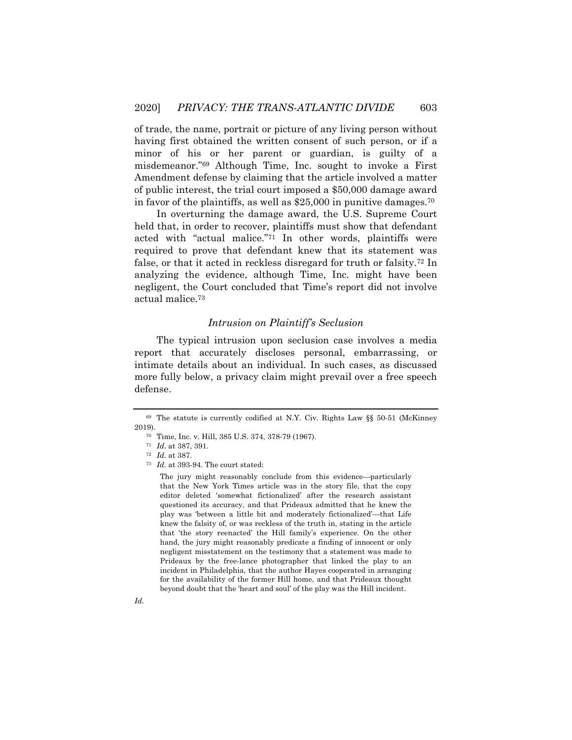of trade, the name, portrait or picture of any living person without having first obtained the written consent of such person, or if a minor of his or her parent or guardian, is guilty of a misdemeanor."[69] Although Time, Inc. sought to invoke a First Amendment defense by claiming that the article involved a matter of public interest, the trial court imposed a $50,000 damage award in favor of the plaintiffs, as well as $25,000 in punitive damages.[70]

In overturning the damage award, the U.S. Supreme Court held that, in order to recover, plaintiffs must show that defendant acted with "actual malice."[71] In other words, plaintiffs were required to prove that defendant knew that its statement was false, or that it acted in reckless disregard for truth or falsity.[72] In analyzing the evidence, although Time, Inc. might have been negligent, the Court concluded that Time's report did not involve actual malice.[73]

### *Intrusion on Plaintiff's Seclusion*

The typical intrusion upon seclusion case involves a media report that accurately discloses personal, embarrassing, or intimate details about an individual. In such cases, as discussed more fully below, a privacy claim might prevail over a free speech defense.

---

[69] The statute is currently codified at N.Y. Civ. Rights Law §§ 50-51 (McKinney 2019).

[70] Time, Inc. v. Hill, 385 U.S. 374, 378-79 (1967).

[71] *Id.* at 387, 391.

[72] *Id.* at 387.

[73] *Id.* at 393-94. The court stated:

> The jury might reasonably conclude from this evidence—particularly that the New York Times article was in the story file, that the copy editor deleted 'somewhat fictionalized' after the research assistant questioned its accuracy, and that Prideaux admitted that he knew the play was 'between a little bit and moderately fictionalized'—that Life knew the falsity of, or was reckless of the truth in, stating in the article that 'the story reenacted' the Hill family's experience. On the other hand, the jury might reasonably predicate a finding of innocent or only negligent misstatement on the testimony that a statement was made to Prideaux by the free-lance photographer that linked the play to an incident in Philadelphia, that the author Hayes cooperated in arranging for the availability of the former Hill home, and that Prideaux thought beyond doubt that the 'heart and soul' of the play was the Hill incident.

*Id.*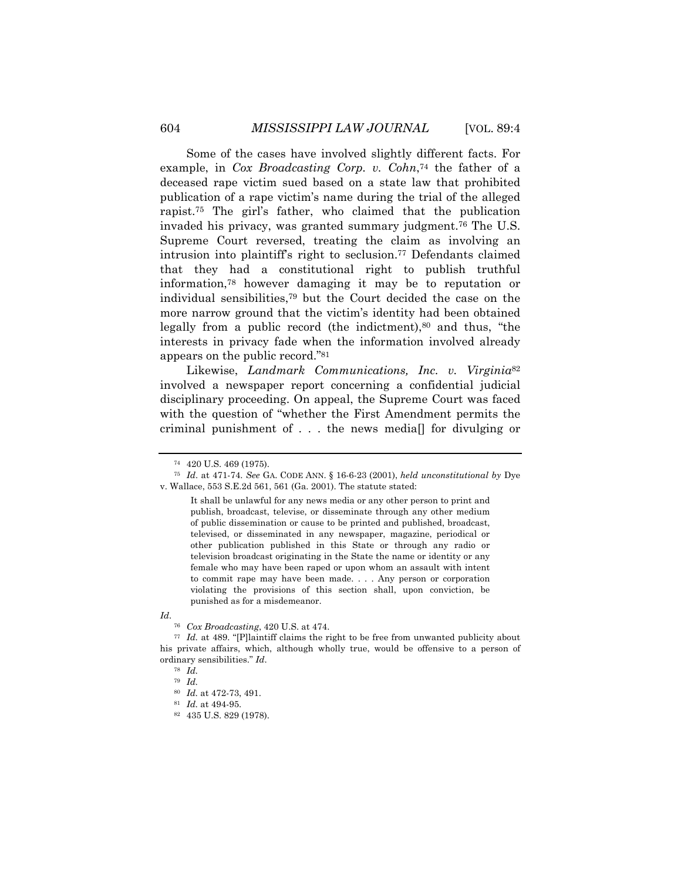Some of the cases have involved slightly different facts. For example, in *Cox Broadcasting Corp. v. Cohn*,[74] the father of a deceased rape victim sued based on a state law that prohibited publication of a rape victim's name during the trial of the alleged rapist.[75] The girl's father, who claimed that the publication invaded his privacy, was granted summary judgment.[76] The U.S. Supreme Court reversed, treating the claim as involving an intrusion into plaintiff's right to seclusion.[77] Defendants claimed that they had a constitutional right to publish truthful information,[78] however damaging it may be to reputation or individual sensibilities,[79] but the Court decided the case on the more narrow ground that the victim's identity had been obtained legally from a public record (the indictment),[80] and thus, "the interests in privacy fade when the information involved already appears on the public record."[81]

Likewise, *Landmark Communications, Inc. v. Virginia*[82] involved a newspaper report concerning a confidential judicial disciplinary proceeding. On appeal, the Supreme Court was faced with the question of "whether the First Amendment permits the criminal punishment of . . . the news media[] for divulging or

---

[74] 420 U.S. 469 (1975).

[75] *Id*. at 471-74. *See* GA. CODE ANN. § 16-6-23 (2001), *held unconstitutional by* Dye v. Wallace, 553 S.E.2d 561, 561 (Ga. 2001). The statute stated:

> It shall be unlawful for any news media or any other person to print and publish, broadcast, televise, or disseminate through any other medium of public dissemination or cause to be printed and published, broadcast, televised, or disseminated in any newspaper, magazine, periodical or other publication published in this State or through any radio or television broadcast originating in the State the name or identity or any female who may have been raped or upon whom an assault with intent to commit rape may have been made. . . . Any person or corporation violating the provisions of this section shall, upon conviction, be punished as for a misdemeanor.

*Id*.

[76] *Cox Broadcasting*, 420 U.S. at 474.

[77] *Id.* at 489. "[P]laintiff claims the right to be free from unwanted publicity about his private affairs, which, although wholly true, would be offensive to a person of ordinary sensibilities." *Id*.

[78] *Id.*

[79] *Id.*

[80] *Id.* at 472-73, 491.

[81] *Id.* at 494-95.

[82] 435 U.S. 829 (1978).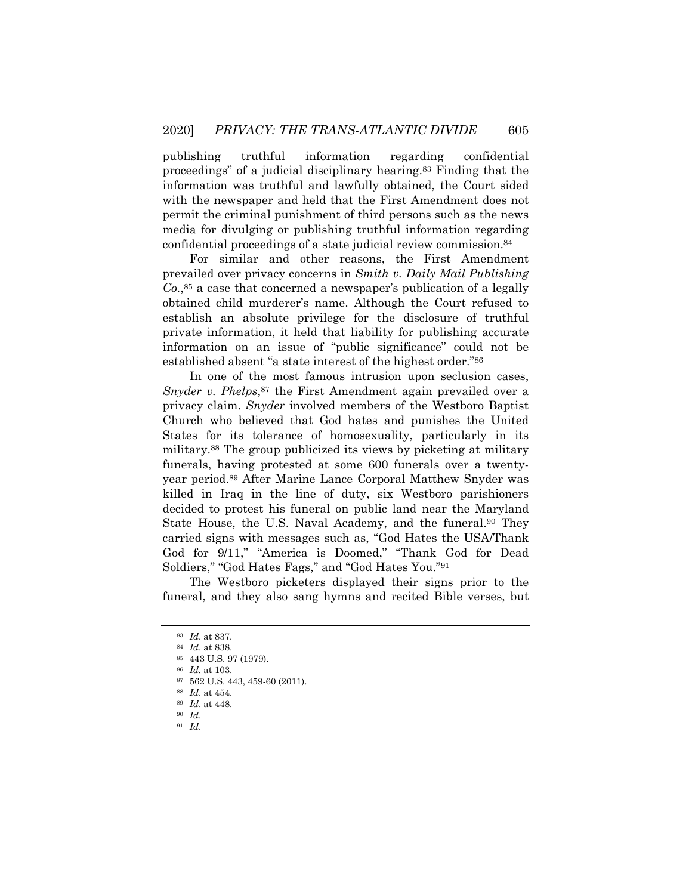publishing truthful information regarding confidential proceedings" of a judicial disciplinary hearing.[83] Finding that the information was truthful and lawfully obtained, the Court sided with the newspaper and held that the First Amendment does not permit the criminal punishment of third persons such as the news media for divulging or publishing truthful information regarding confidential proceedings of a state judicial review commission.[84]

For similar and other reasons, the First Amendment prevailed over privacy concerns in *Smith v. Daily Mail Publishing Co.*,[85] a case that concerned a newspaper's publication of a legally obtained child murderer's name. Although the Court refused to establish an absolute privilege for the disclosure of truthful private information, it held that liability for publishing accurate information on an issue of "public significance" could not be established absent "a state interest of the highest order."[86]

In one of the most famous intrusion upon seclusion cases, *Snyder v. Phelps*,[87] the First Amendment again prevailed over a privacy claim. *Snyder* involved members of the Westboro Baptist Church who believed that God hates and punishes the United States for its tolerance of homosexuality, particularly in its military.[88] The group publicized its views by picketing at military funerals, having protested at some 600 funerals over a twenty-year period.[89] After Marine Lance Corporal Matthew Snyder was killed in Iraq in the line of duty, six Westboro parishioners decided to protest his funeral on public land near the Maryland State House, the U.S. Naval Academy, and the funeral.[90] They carried signs with messages such as, "God Hates the USA/Thank God for 9/11," "America is Doomed," "Thank God for Dead Soldiers," "God Hates Fags," and "God Hates You."[91]

The Westboro picketers displayed their signs prior to the funeral, and they also sang hymns and recited Bible verses, but

---

[83] *Id*. at 837.

[84] *Id*. at 838.

[85] 443 U.S. 97 (1979).

[86] *Id.* at 103.

[87] 562 U.S. 443, 459-60 (2011).

[88] *Id*. at 454.

[89] *Id*. at 448.

[90] *Id*.

[91] *Id*.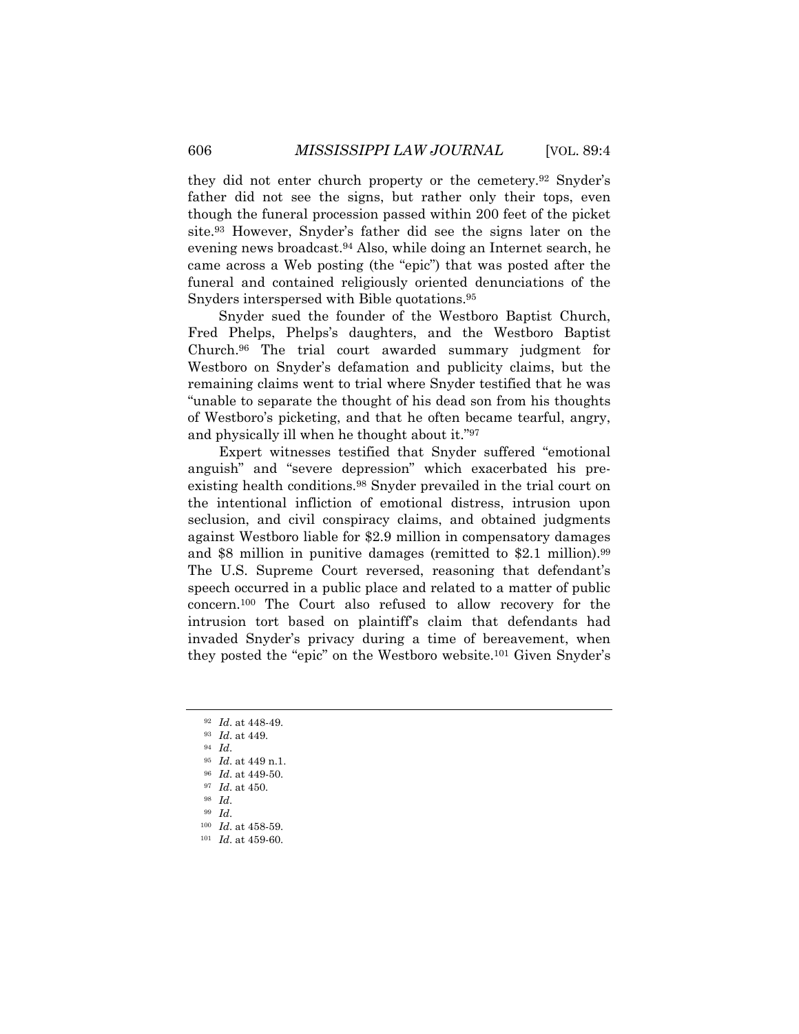they did not enter church property or the cemetery.[92] Snyder's father did not see the signs, but rather only their tops, even though the funeral procession passed within 200 feet of the picket site.[93] However, Snyder's father did see the signs later on the evening news broadcast.[94] Also, while doing an Internet search, he came across a Web posting (the "epic") that was posted after the funeral and contained religiously oriented denunciations of the Snyders interspersed with Bible quotations.[95]

Snyder sued the founder of the Westboro Baptist Church, Fred Phelps, Phelps's daughters, and the Westboro Baptist Church.[96] The trial court awarded summary judgment for Westboro on Snyder's defamation and publicity claims, but the remaining claims went to trial where Snyder testified that he was "unable to separate the thought of his dead son from his thoughts of Westboro's picketing, and that he often became tearful, angry, and physically ill when he thought about it."[97]

Expert witnesses testified that Snyder suffered "emotional anguish" and "severe depression" which exacerbated his pre-existing health conditions.[98] Snyder prevailed in the trial court on the intentional infliction of emotional distress, intrusion upon seclusion, and civil conspiracy claims, and obtained judgments against Westboro liable for $2.9 million in compensatory damages and $8 million in punitive damages (remitted to $2.1 million).[99] The U.S. Supreme Court reversed, reasoning that defendant's speech occurred in a public place and related to a matter of public concern.[100] The Court also refused to allow recovery for the intrusion tort based on plaintiff's claim that defendants had invaded Snyder's privacy during a time of bereavement, when they posted the "epic" on the Westboro website.[101] Given Snyder's

---

[92] *Id*. at 448-49.

[93] *Id*. at 449.

[94] *Id*.

[95] *Id*. at 449 n.1.

[96] *Id*. at 449-50.

[97] *Id*. at 450.

[98] *Id*.

[99] *Id*.

[100] *Id*. at 458-59.

[101] *Id*. at 459-60.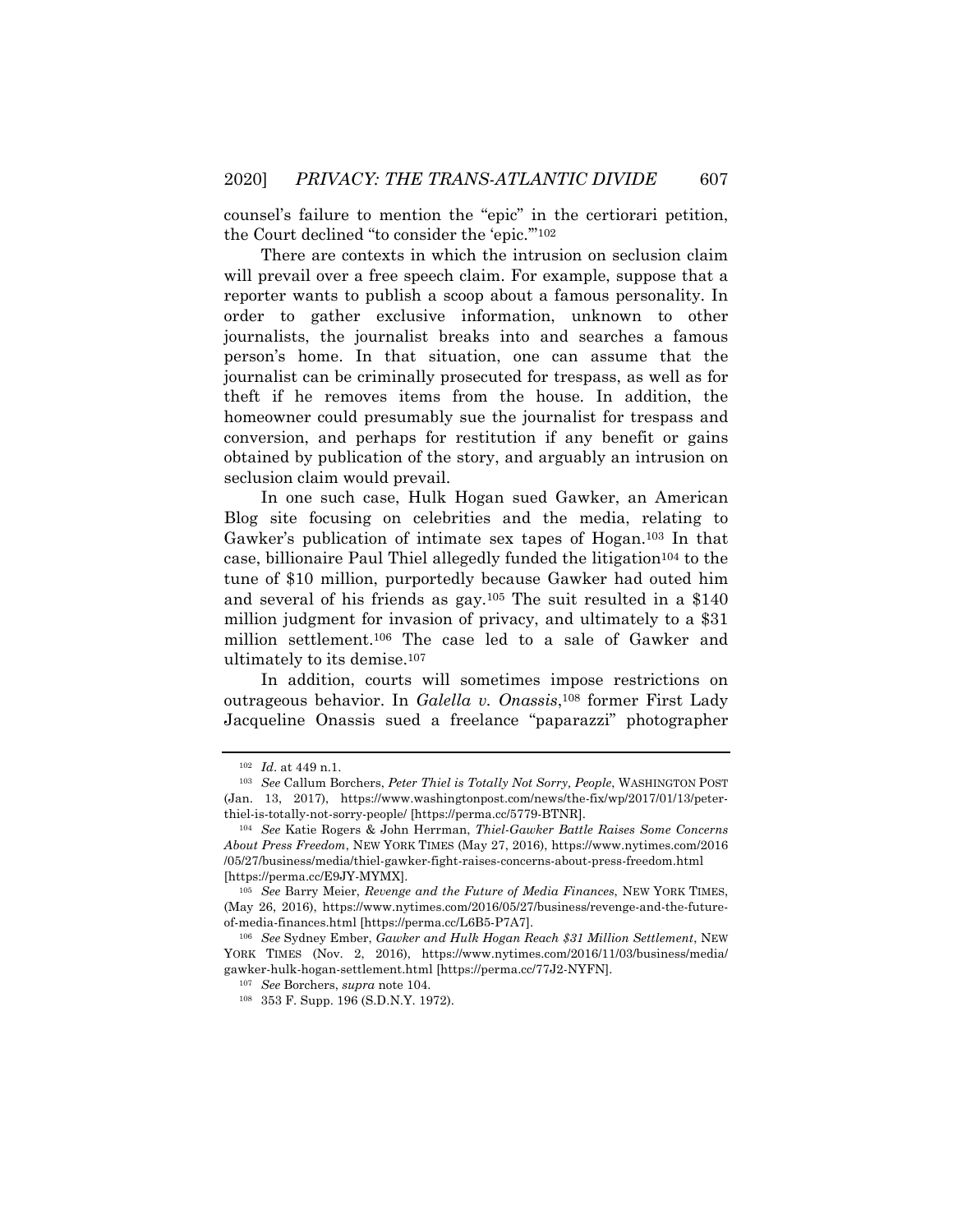counsel's failure to mention the "epic" in the certiorari petition, the Court declined "to consider the 'epic.'"[102]

There are contexts in which the intrusion on seclusion claim will prevail over a free speech claim. For example, suppose that a reporter wants to publish a scoop about a famous personality. In order to gather exclusive information, unknown to other journalists, the journalist breaks into and searches a famous person's home. In that situation, one can assume that the journalist can be criminally prosecuted for trespass, as well as for theft if he removes items from the house. In addition, the homeowner could presumably sue the journalist for trespass and conversion, and perhaps for restitution if any benefit or gains obtained by publication of the story, and arguably an intrusion on seclusion claim would prevail.

In one such case, Hulk Hogan sued Gawker, an American Blog site focusing on celebrities and the media, relating to Gawker's publication of intimate sex tapes of Hogan.[103] In that case, billionaire Paul Thiel allegedly funded the litigation[104] to the tune of $10 million, purportedly because Gawker had outed him and several of his friends as gay.[105] The suit resulted in a $140 million judgment for invasion of privacy, and ultimately to a $31 million settlement.[106] The case led to a sale of Gawker and ultimately to its demise.[107]

In addition, courts will sometimes impose restrictions on outrageous behavior. In *Galella v. Onassis*,[108] former First Lady Jacqueline Onassis sued a freelance "paparazzi" photographer

---

[102] *Id.* at 449 n.1.

[103] *See* Callum Borchers, *Peter Thiel is Totally Not Sorry, People*, WASHINGTON POST (Jan. 13, 2017), https://www.washingtonpost.com/news/the-fix/wp/2017/01/13/peter-thiel-is-totally-not-sorry-people/ [https://perma.cc/5779-BTNR].

[104] *See* Katie Rogers & John Herrman, *Thiel-Gawker Battle Raises Some Concerns About Press Freedom*, NEW YORK TIMES (May 27, 2016), https://www.nytimes.com/2016/05/27/business/media/thiel-gawker-fight-raises-concerns-about-press-freedom.html [https://perma.cc/E9JY-MYMX].

[105] *See* Barry Meier, *Revenge and the Future of Media Finances*, NEW YORK TIMES, (May 26, 2016), https://www.nytimes.com/2016/05/27/business/revenge-and-the-future-of-media-finances.html [https://perma.cc/L6B5-P7A7].

[106] *See* Sydney Ember, *Gawker and Hulk Hogan Reach $31 Million Settlement*, NEW YORK TIMES (Nov. 2, 2016), https://www.nytimes.com/2016/11/03/business/media/gawker-hulk-hogan-settlement.html [https://perma.cc/77J2-NYFN].

[107] *See* Borchers, *supra* note 104.

[108] 353 F. Supp. 196 (S.D.N.Y. 1972).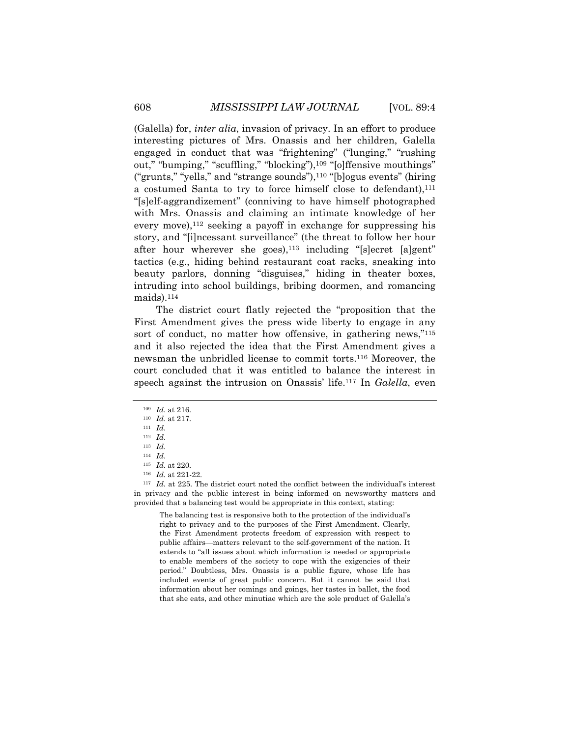(Galella) for, *inter alia*, invasion of privacy. In an effort to produce interesting pictures of Mrs. Onassis and her children, Galella engaged in conduct that was "frightening" ("lunging," "rushing out," "bumping," "scuffling," "blocking"),[109] "[o]ffensive mouthings" ("grunts," "yells," and "strange sounds"),[110] "[b]ogus events" (hiring a costumed Santa to try to force himself close to defendant),[111] "[s]elf-aggrandizement" (conniving to have himself photographed with Mrs. Onassis and claiming an intimate knowledge of her every move),[112] seeking a payoff in exchange for suppressing his story, and "[i]ncessant surveillance" (the threat to follow her hour after hour wherever she goes),[113] including "[s]ecret [a]gent" tactics (e.g., hiding behind restaurant coat racks, sneaking into beauty parlors, donning "disguises," hiding in theater boxes, intruding into school buildings, bribing doormen, and romancing maids).[114]

The district court flatly rejected the "proposition that the First Amendment gives the press wide liberty to engage in any sort of conduct, no matter how offensive, in gathering news,"[115] and it also rejected the idea that the First Amendment gives a newsman the unbridled license to commit torts.[116] Moreover, the court concluded that it was entitled to balance the interest in speech against the intrusion on Onassis' life.[117] In *Galella*, even

---

[109] *Id*. at 216.

[110] *Id*. at 217.

[111] *Id*.

[112] *Id*.

[113] *Id*.

[114] *Id*.

[115] *Id.* at 220.

[116] *Id.* at 221-22.

[117] *Id.* at 225. The district court noted the conflict between the individual's interest in privacy and the public interest in being informed on newsworthy matters and provided that a balancing test would be appropriate in this context, stating:

> The balancing test is responsive both to the protection of the individual's right to privacy and to the purposes of the First Amendment. Clearly, the First Amendment protects freedom of expression with respect to public affairs—matters relevant to the self-government of the nation. It extends to "all issues about which information is needed or appropriate to enable members of the society to cope with the exigencies of their period." Doubtless, Mrs. Onassis is a public figure, whose life has included events of great public concern. But it cannot be said that information about her comings and goings, her tastes in ballet, the food that she eats, and other minutiae which are the sole product of Galella's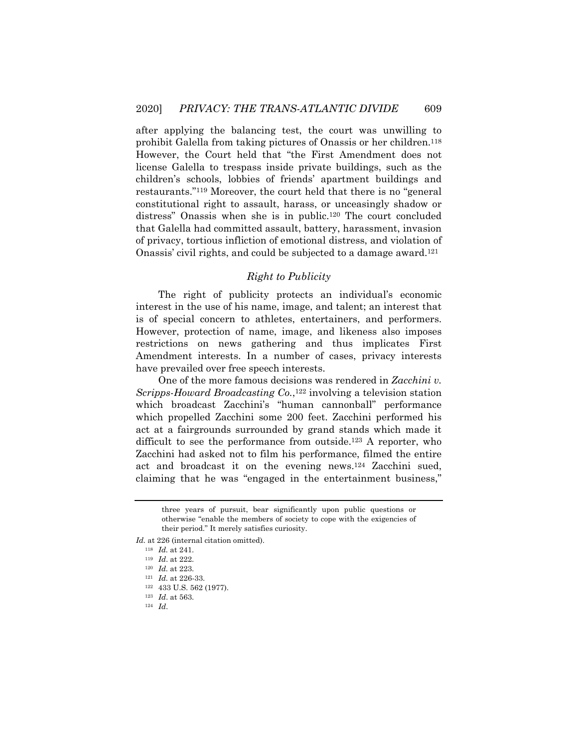after applying the balancing test, the court was unwilling to prohibit Galella from taking pictures of Onassis or her children.[118] However, the Court held that "the First Amendment does not license Galella to trespass inside private buildings, such as the children's schools, lobbies of friends' apartment buildings and restaurants."[119] Moreover, the court held that there is no "general constitutional right to assault, harass, or unceasingly shadow or distress" Onassis when she is in public.[120] The court concluded that Galella had committed assault, battery, harassment, invasion of privacy, tortious infliction of emotional distress, and violation of Onassis' civil rights, and could be subjected to a damage award.[121]

### *Right to Publicity*

The right of publicity protects an individual's economic interest in the use of his name, image, and talent; an interest that is of special concern to athletes, entertainers, and performers. However, protection of name, image, and likeness also imposes restrictions on news gathering and thus implicates First Amendment interests. In a number of cases, privacy interests have prevailed over free speech interests.

One of the more famous decisions was rendered in *Zacchini v. Scripps-Howard Broadcasting Co.*,[122] involving a television station which broadcast Zacchini's "human cannonball" performance which propelled Zacchini some 200 feet. Zacchini performed his act at a fairgrounds surrounded by grand stands which made it difficult to see the performance from outside.[123] A reporter, who Zacchini had asked not to film his performance, filmed the entire act and broadcast it on the evening news.[124] Zacchini sued, claiming that he was "engaged in the entertainment business,"

---

> three years of pursuit, bear significantly upon public questions or otherwise "enable the members of society to cope with the exigencies of their period." It merely satisfies curiosity.

*Id.* at 226 (internal citation omitted).

[118] *Id.* at 241.

[119] *Id*. at 222.

[120] *Id.* at 223.

[121] *Id.* at 226-33.

[122] 433 U.S. 562 (1977).

[123] *Id*. at 563.

[124] *Id*.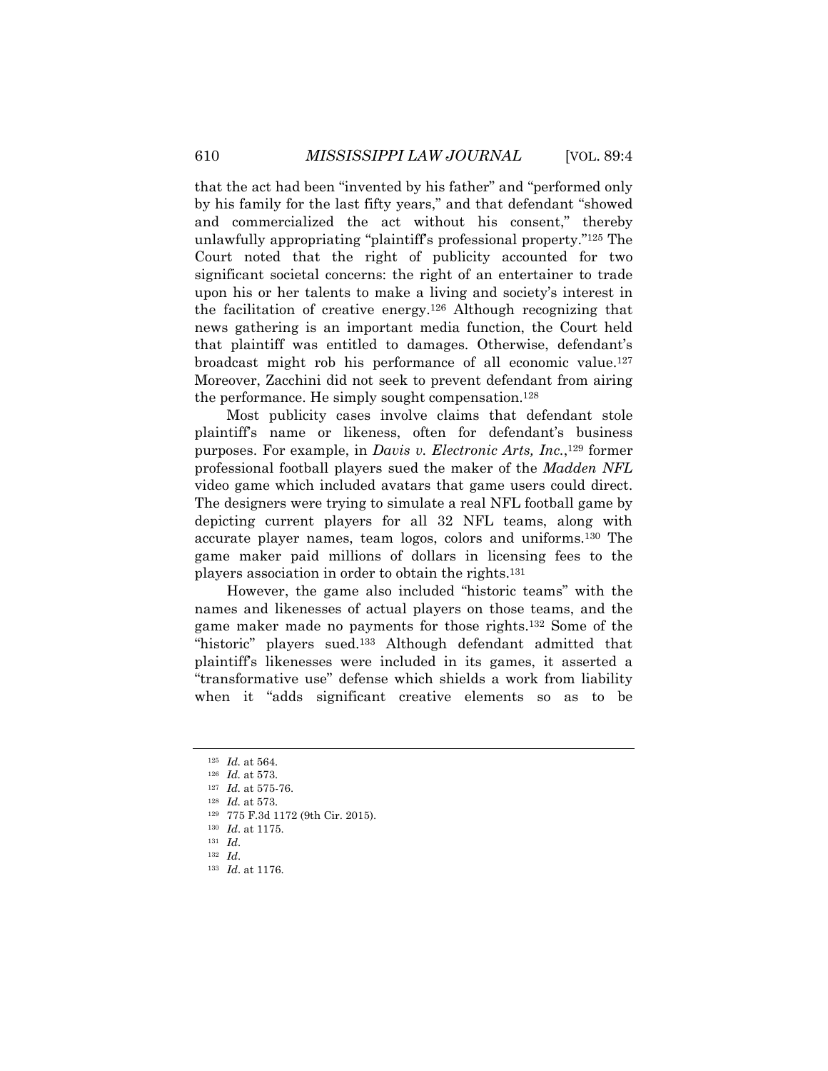that the act had been "invented by his father" and "performed only by his family for the last fifty years," and that defendant "showed and commercialized the act without his consent," thereby unlawfully appropriating "plaintiff's professional property."[125] The Court noted that the right of publicity accounted for two significant societal concerns: the right of an entertainer to trade upon his or her talents to make a living and society's interest in the facilitation of creative energy.[126] Although recognizing that news gathering is an important media function, the Court held that plaintiff was entitled to damages. Otherwise, defendant's broadcast might rob his performance of all economic value.[127] Moreover, Zacchini did not seek to prevent defendant from airing the performance. He simply sought compensation.[128]

Most publicity cases involve claims that defendant stole plaintiff's name or likeness, often for defendant's business purposes. For example, in *Davis v. Electronic Arts, Inc.*,[129] former professional football players sued the maker of the *Madden NFL* video game which included avatars that game users could direct. The designers were trying to simulate a real NFL football game by depicting current players for all 32 NFL teams, along with accurate player names, team logos, colors and uniforms.[130] The game maker paid millions of dollars in licensing fees to the players association in order to obtain the rights.[131]

However, the game also included "historic teams" with the names and likenesses of actual players on those teams, and the game maker made no payments for those rights.[132] Some of the "historic" players sued.[133] Although defendant admitted that plaintiff's likenesses were included in its games, it asserted a "transformative use" defense which shields a work from liability when it "adds significant creative elements so as to be

---

[125] *Id.* at 564.

[126] *Id.* at 573.

[127] *Id.* at 575-76.

[128] *Id.* at 573.

[129] 775 F.3d 1172 (9th Cir. 2015).

[130] *Id.* at 1175.

[131] *Id.*

[132] *Id.*

[133] *Id.* at 1176.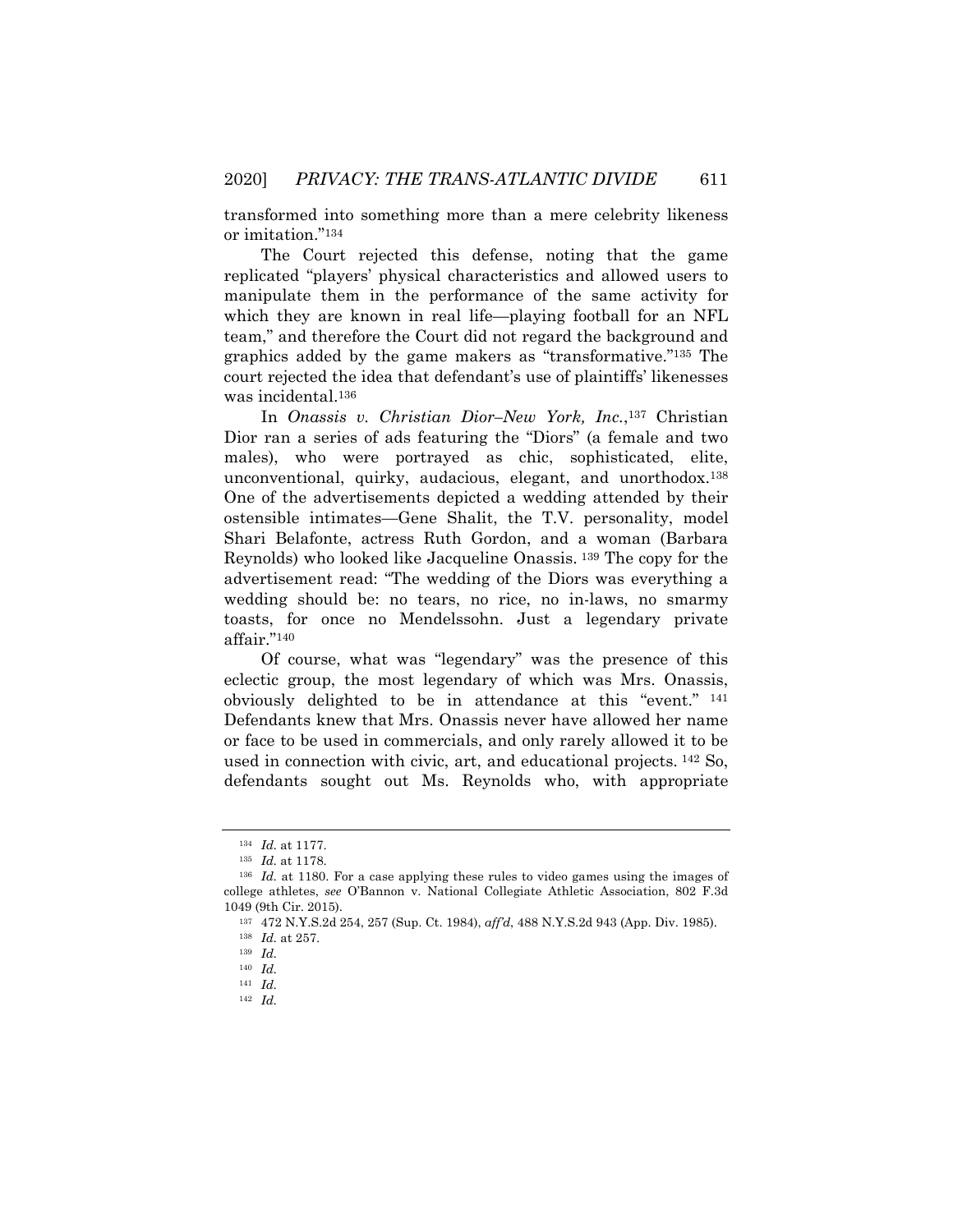transformed into something more than a mere celebrity likeness or imitation."[134]

The Court rejected this defense, noting that the game replicated "players' physical characteristics and allowed users to manipulate them in the performance of the same activity for which they are known in real life—playing football for an NFL team," and therefore the Court did not regard the background and graphics added by the game makers as "transformative."[135] The court rejected the idea that defendant's use of plaintiffs' likenesses was incidental.[136]

In *Onassis v. Christian Dior–New York, Inc.*,[137] Christian Dior ran a series of ads featuring the "Diors" (a female and two males), who were portrayed as chic, sophisticated, elite, unconventional, quirky, audacious, elegant, and unorthodox.[138] One of the advertisements depicted a wedding attended by their ostensible intimates—Gene Shalit, the T.V. personality, model Shari Belafonte, actress Ruth Gordon, and a woman (Barbara Reynolds) who looked like Jacqueline Onassis. [139] The copy for the advertisement read: "The wedding of the Diors was everything a wedding should be: no tears, no rice, no in-laws, no smarmy toasts, for once no Mendelssohn. Just a legendary private affair."[140]

Of course, what was "legendary" was the presence of this eclectic group, the most legendary of which was Mrs. Onassis, obviously delighted to be in attendance at this "event." [141] Defendants knew that Mrs. Onassis never have allowed her name or face to be used in commercials, and only rarely allowed it to be used in connection with civic, art, and educational projects. [142] So, defendants sought out Ms. Reynolds who, with appropriate

---

[134] *Id.* at 1177.

[135] *Id.* at 1178.

[136] *Id.* at 1180. For a case applying these rules to video games using the images of college athletes, *see* O'Bannon v. National Collegiate Athletic Association, 802 F.3d 1049 (9th Cir. 2015).

[137] 472 N.Y.S.2d 254, 257 (Sup. Ct. 1984), *aff'd*, 488 N.Y.S.2d 943 (App. Div. 1985).

[138] *Id.* at 257.

[139] *Id.*

[140] *Id.*

[141] *Id.*

[142] *Id.*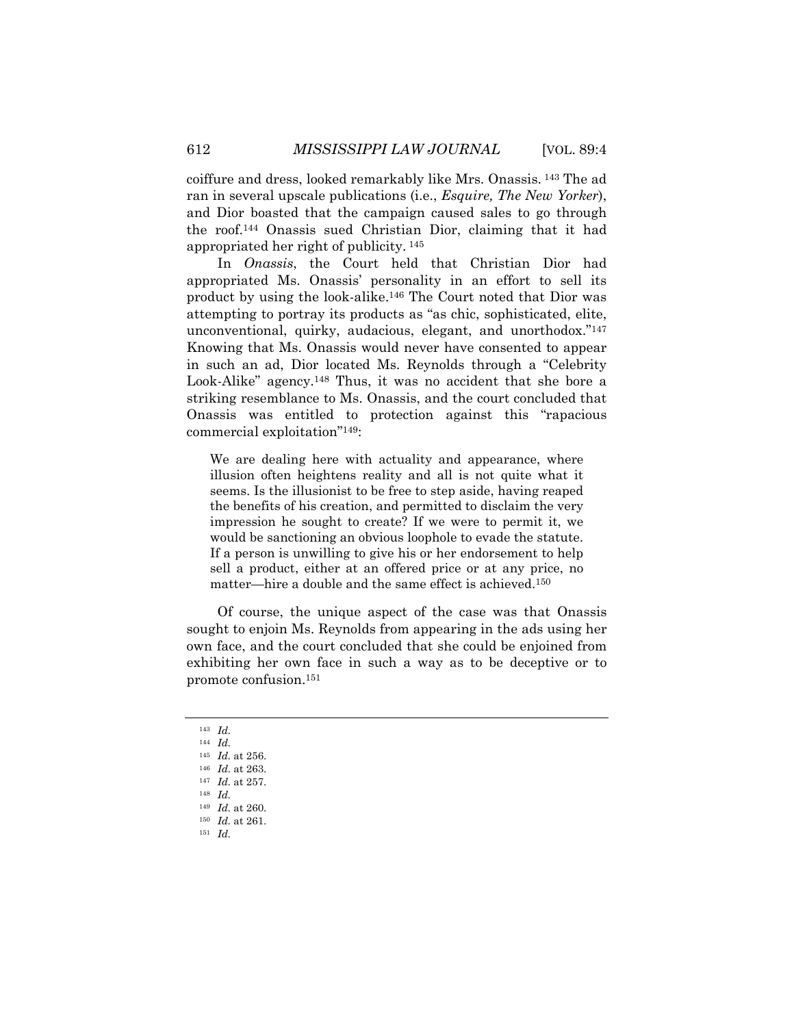coiffure and dress, looked remarkably like Mrs. Onassis. [143] The ad ran in several upscale publications (i.e., *Esquire, The New Yorker*), and Dior boasted that the campaign caused sales to go through the roof.[144] Onassis sued Christian Dior, claiming that it had appropriated her right of publicity. [145]

In *Onassis*, the Court held that Christian Dior had appropriated Ms. Onassis' personality in an effort to sell its product by using the look-alike.[146] The Court noted that Dior was attempting to portray its products as "as chic, sophisticated, elite, unconventional, quirky, audacious, elegant, and unorthodox."[147] Knowing that Ms. Onassis would never have consented to appear in such an ad, Dior located Ms. Reynolds through a "Celebrity Look-Alike" agency.[148] Thus, it was no accident that she bore a striking resemblance to Ms. Onassis, and the court concluded that Onassis was entitled to protection against this "rapacious commercial exploitation"[149]:

> We are dealing here with actuality and appearance, where illusion often heightens reality and all is not quite what it seems. Is the illusionist to be free to step aside, having reaped the benefits of his creation, and permitted to disclaim the very impression he sought to create? If we were to permit it, we would be sanctioning an obvious loophole to evade the statute. If a person is unwilling to give his or her endorsement to help sell a product, either at an offered price or at any price, no matter—hire a double and the same effect is achieved.[150]

Of course, the unique aspect of the case was that Onassis sought to enjoin Ms. Reynolds from appearing in the ads using her own face, and the court concluded that she could be enjoined from exhibiting her own face in such a way as to be deceptive or to promote confusion.[151]

---

[143] *Id.*
[144] *Id.*
[145] *Id.* at 256.
[146] *Id.* at 263.
[147] *Id.* at 257.
[148] *Id.*
[149] *Id.* at 260.
[150] *Id.* at 261.
[151] *Id.*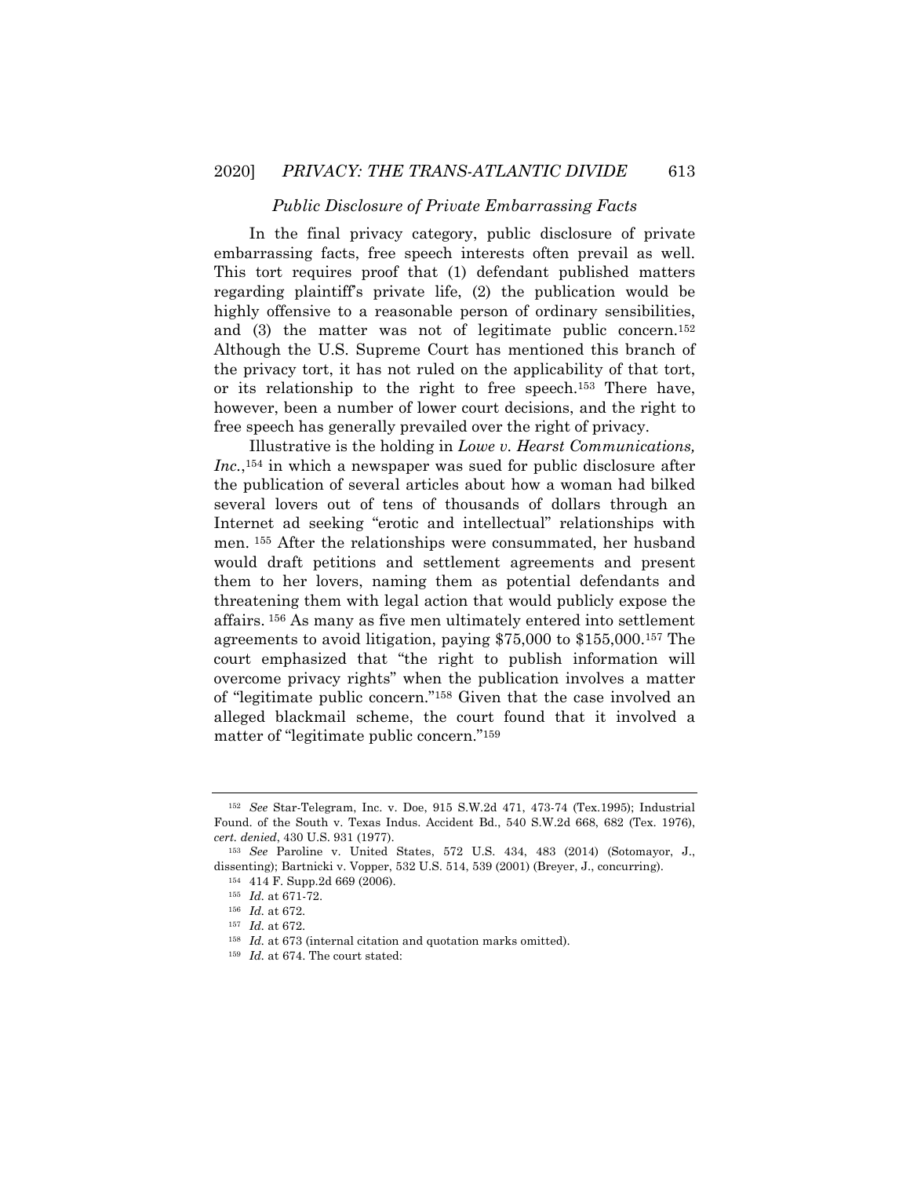### *Public Disclosure of Private Embarrassing Facts*

In the final privacy category, public disclosure of private embarrassing facts, free speech interests often prevail as well. This tort requires proof that (1) defendant published matters regarding plaintiff's private life, (2) the publication would be highly offensive to a reasonable person of ordinary sensibilities, and (3) the matter was not of legitimate public concern.[152] Although the U.S. Supreme Court has mentioned this branch of the privacy tort, it has not ruled on the applicability of that tort, or its relationship to the right to free speech.[153] There have, however, been a number of lower court decisions, and the right to free speech has generally prevailed over the right of privacy.

Illustrative is the holding in *Lowe v. Hearst Communications, Inc.*,[154] in which a newspaper was sued for public disclosure after the publication of several articles about how a woman had bilked several lovers out of tens of thousands of dollars through an Internet ad seeking "erotic and intellectual" relationships with men.[155] After the relationships were consummated, her husband would draft petitions and settlement agreements and present them to her lovers, naming them as potential defendants and threatening them with legal action that would publicly expose the affairs.[156] As many as five men ultimately entered into settlement agreements to avoid litigation, paying $75,000 to $155,000.[157] The court emphasized that "the right to publish information will overcome privacy rights" when the publication involves a matter of "legitimate public concern."[158] Given that the case involved an alleged blackmail scheme, the court found that it involved a matter of "legitimate public concern."[159]

---

[152] *See* Star-Telegram, Inc. v. Doe, 915 S.W.2d 471, 473-74 (Tex.1995); Industrial Found. of the South v. Texas Indus. Accident Bd., 540 S.W.2d 668, 682 (Tex. 1976), *cert. denied*, 430 U.S. 931 (1977).

[153] *See* Paroline v. United States, 572 U.S. 434, 483 (2014) (Sotomayor, J., dissenting); Bartnicki v. Vopper, 532 U.S. 514, 539 (2001) (Breyer, J., concurring).

[154] 414 F. Supp.2d 669 (2006).

[155] *Id.* at 671-72.

[156] *Id.* at 672.

[157] *Id.* at 672.

[158] *Id.* at 673 (internal citation and quotation marks omitted).

[159] *Id.* at 674. The court stated: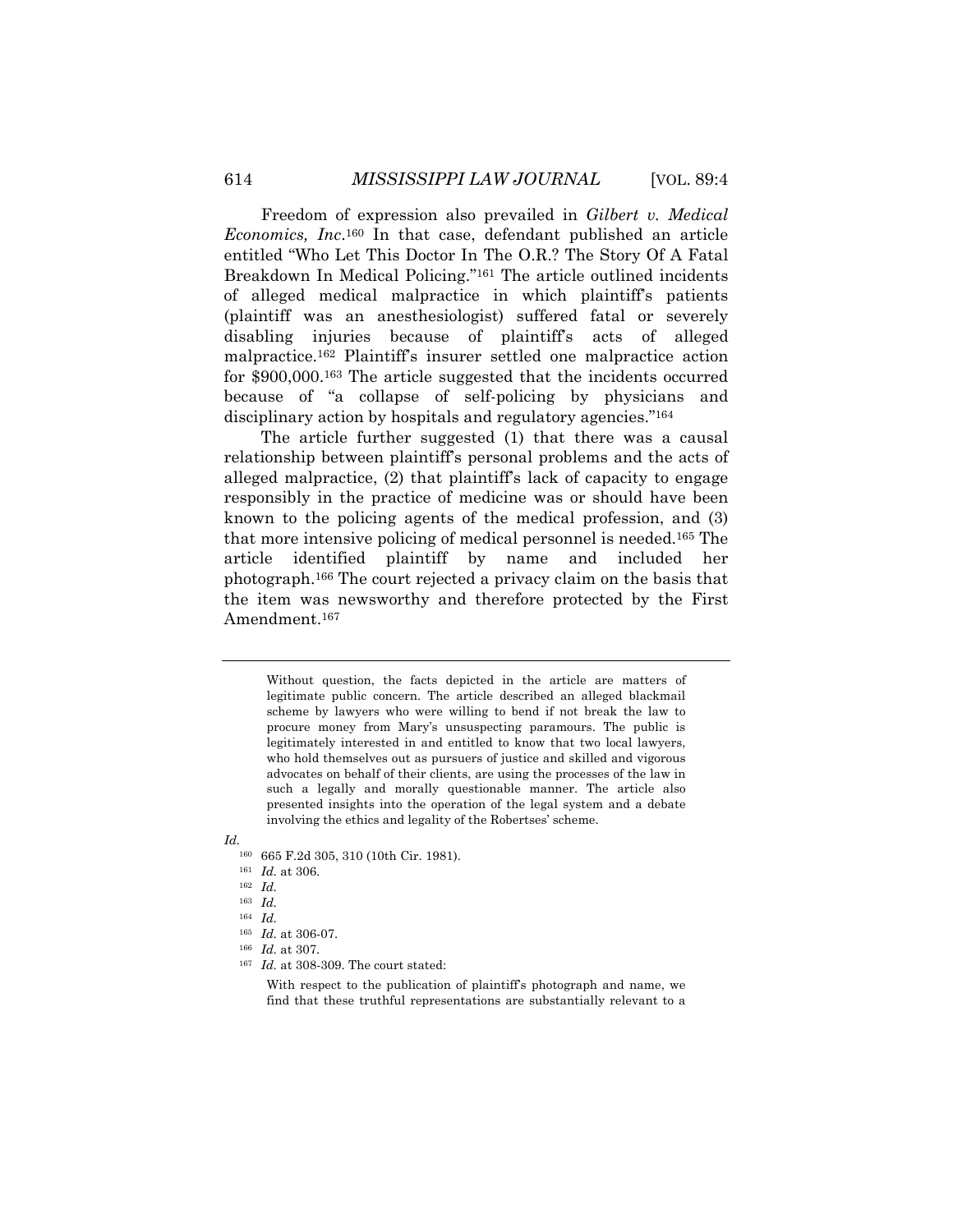Freedom of expression also prevailed in *Gilbert v. Medical Economics, Inc*.[160] In that case, defendant published an article entitled "Who Let This Doctor In The O.R.? The Story Of A Fatal Breakdown In Medical Policing."[161] The article outlined incidents of alleged medical malpractice in which plaintiff's patients (plaintiff was an anesthesiologist) suffered fatal or severely disabling injuries because of plaintiff's acts of alleged malpractice.[162] Plaintiff's insurer settled one malpractice action for $900,000.[163] The article suggested that the incidents occurred because of "a collapse of self-policing by physicians and disciplinary action by hospitals and regulatory agencies."[164]

The article further suggested (1) that there was a causal relationship between plaintiff's personal problems and the acts of alleged malpractice, (2) that plaintiff's lack of capacity to engage responsibly in the practice of medicine was or should have been known to the policing agents of the medical profession, and (3) that more intensive policing of medical personnel is needed.[165] The article identified plaintiff by name and included her photograph.[166] The court rejected a privacy claim on the basis that the item was newsworthy and therefore protected by the First Amendment.[167]

---

> Without question, the facts depicted in the article are matters of legitimate public concern. The article described an alleged blackmail scheme by lawyers who were willing to bend if not break the law to procure money from Mary's unsuspecting paramours. The public is legitimately interested in and entitled to know that two local lawyers, who hold themselves out as pursuers of justice and skilled and vigorous advocates on behalf of their clients, are using the processes of the law in such a legally and morally questionable manner. The article also presented insights into the operation of the legal system and a debate involving the ethics and legality of the Robertses' scheme.

*Id.*

[160] 665 F.2d 305, 310 (10th Cir. 1981).

[161] *Id.* at 306.

[162] *Id.*

[163] *Id.*

[164] *Id.*

[165] *Id.* at 306-07.

[166] *Id.* at 307.

[167] *Id.* at 308-309. The court stated:

> With respect to the publication of plaintiff's photograph and name, we find that these truthful representations are substantially relevant to a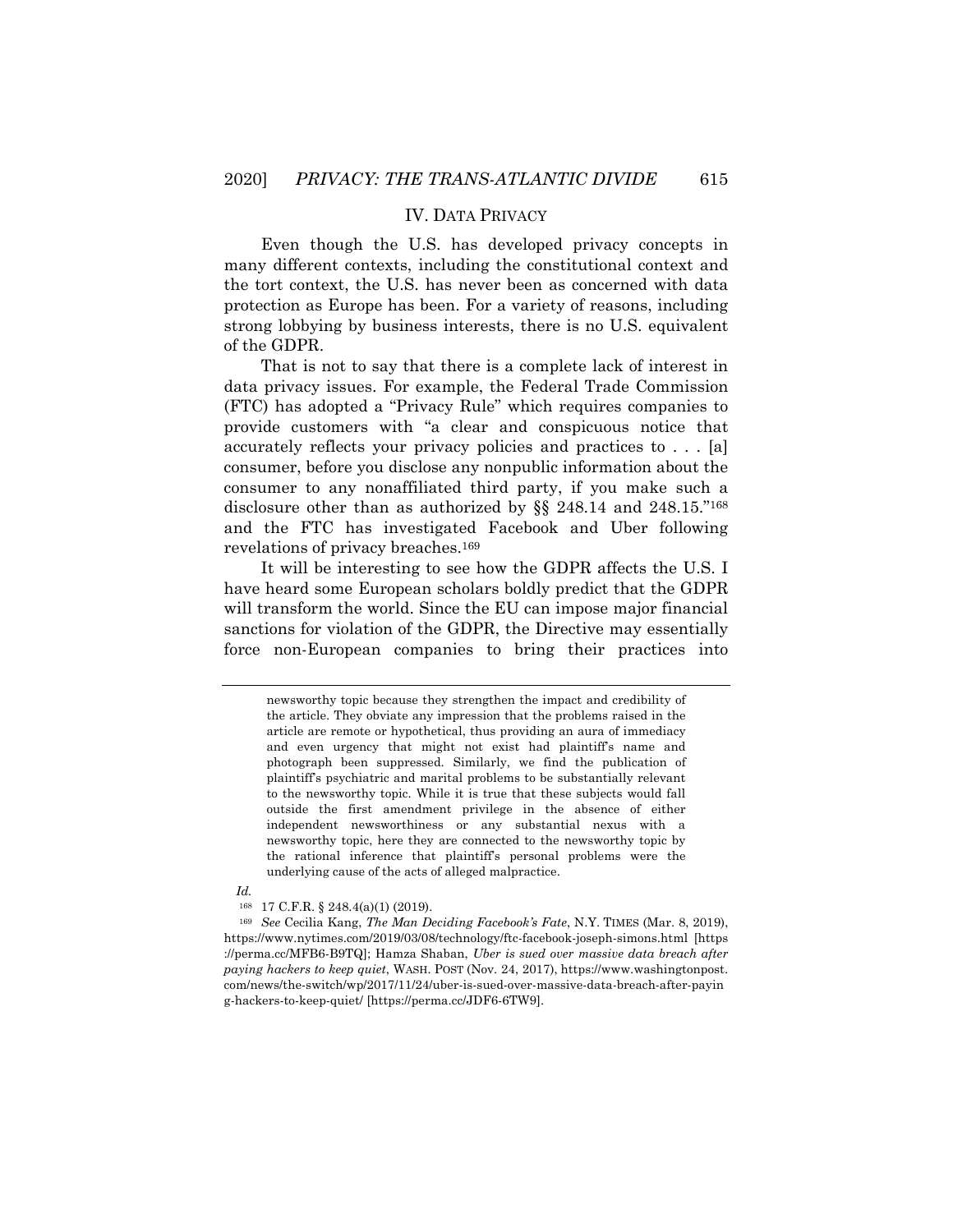## IV. DATA PRIVACY

Even though the U.S. has developed privacy concepts in many different contexts, including the constitutional context and the tort context, the U.S. has never been as concerned with data protection as Europe has been. For a variety of reasons, including strong lobbying by business interests, there is no U.S. equivalent of the GDPR.

That is not to say that there is a complete lack of interest in data privacy issues. For example, the Federal Trade Commission (FTC) has adopted a "Privacy Rule" which requires companies to provide customers with "a clear and conspicuous notice that accurately reflects your privacy policies and practices to . . . [a] consumer, before you disclose any nonpublic information about the consumer to any nonaffiliated third party, if you make such a disclosure other than as authorized by §§ 248.14 and 248.15."[168] and the FTC has investigated Facebook and Uber following revelations of privacy breaches.[169]

It will be interesting to see how the GDPR affects the U.S. I have heard some European scholars boldly predict that the GDPR will transform the world. Since the EU can impose major financial sanctions for violation of the GDPR, the Directive may essentially force non-European companies to bring their practices into

---

> newsworthy topic because they strengthen the impact and credibility of the article. They obviate any impression that the problems raised in the article are remote or hypothetical, thus providing an aura of immediacy and even urgency that might not exist had plaintiff's name and photograph been suppressed. Similarly, we find the publication of plaintiff's psychiatric and marital problems to be substantially relevant to the newsworthy topic. While it is true that these subjects would fall outside the first amendment privilege in the absence of either independent newsworthiness or any substantial nexus with a newsworthy topic, here they are connected to the newsworthy topic by the rational inference that plaintiff's personal problems were the underlying cause of the acts of alleged malpractice.

*Id.*

[168] 17 C.F.R. § 248.4(a)(1) (2019).

[169] *See* Cecilia Kang, *The Man Deciding Facebook's Fate*, N.Y. TIMES (Mar. 8, 2019), https://www.nytimes.com/2019/03/08/technology/ftc-facebook-joseph-simons.html [https://perma.cc/MFB6-B9TQ]; Hamza Shaban, *Uber is sued over massive data breach after paying hackers to keep quiet*, WASH. POST (Nov. 24, 2017), https://www.washingtonpost.com/news/the-switch/wp/2017/11/24/uber-is-sued-over-massive-data-breach-after-paying-hackers-to-keep-quiet/ [https://perma.cc/JDF6-6TW9].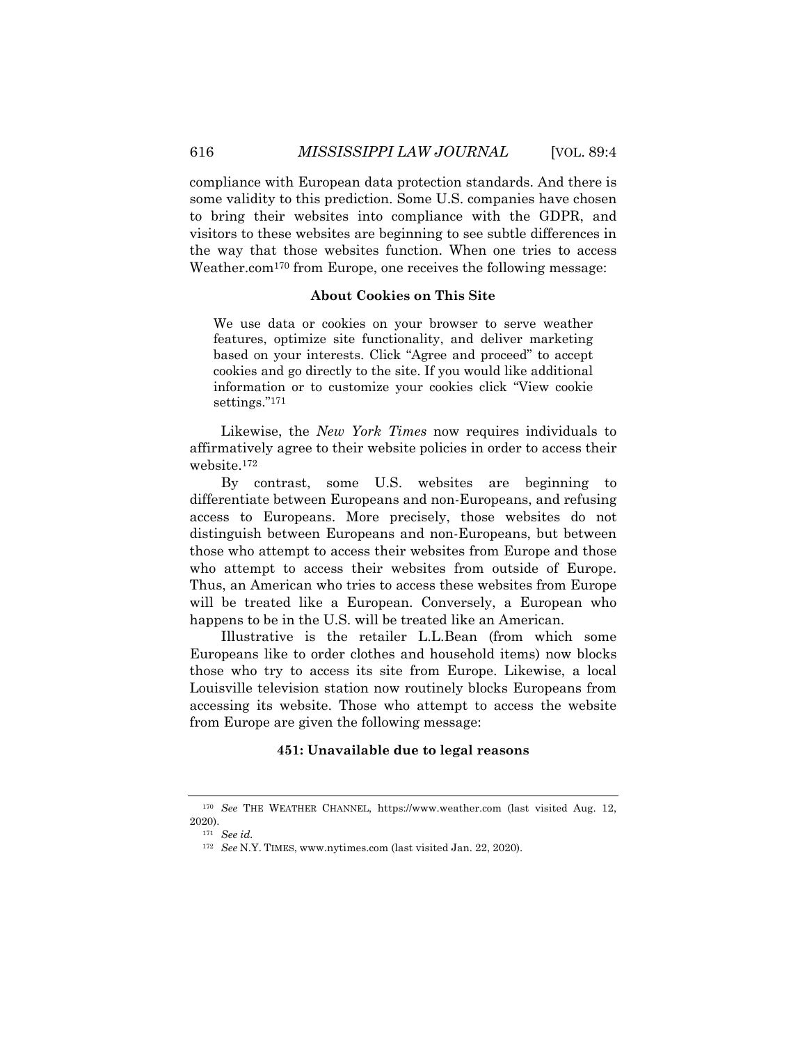compliance with European data protection standards. And there is some validity to this prediction. Some U.S. companies have chosen to bring their websites into compliance with the GDPR, and visitors to these websites are beginning to see subtle differences in the way that those websites function. When one tries to access Weather.com[170] from Europe, one receives the following message:

**About Cookies on This Site**

> We use data or cookies on your browser to serve weather features, optimize site functionality, and deliver marketing based on your interests. Click "Agree and proceed" to accept cookies and go directly to the site. If you would like additional information or to customize your cookies click "View cookie settings."[171]

Likewise, the *New York Times* now requires individuals to affirmatively agree to their website policies in order to access their website.[172]

By contrast, some U.S. websites are beginning to differentiate between Europeans and non-Europeans, and refusing access to Europeans. More precisely, those websites do not distinguish between Europeans and non-Europeans, but between those who attempt to access their websites from Europe and those who attempt to access their websites from outside of Europe. Thus, an American who tries to access these websites from Europe will be treated like a European. Conversely, a European who happens to be in the U.S. will be treated like an American.

Illustrative is the retailer L.L.Bean (from which some Europeans like to order clothes and household items) now blocks those who try to access its site from Europe. Likewise, a local Louisville television station now routinely blocks Europeans from accessing its website. Those who attempt to access the website from Europe are given the following message:

**451: Unavailable due to legal reasons**

---

[170] *See* THE WEATHER CHANNEL, https://www.weather.com (last visited Aug. 12, 2020).

[171] *See id.*

[172] *See* N.Y. TIMES, www.nytimes.com (last visited Jan. 22, 2020).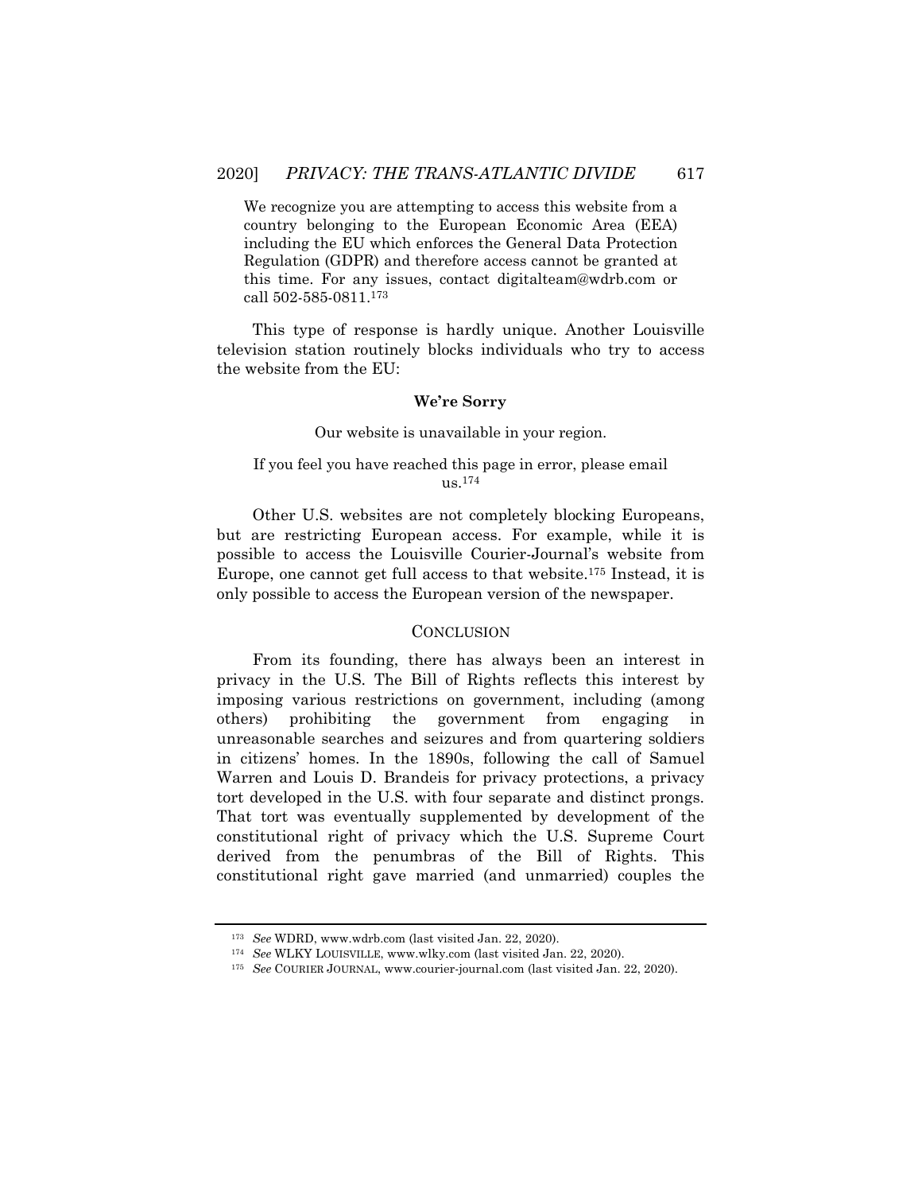> We recognize you are attempting to access this website from a country belonging to the European Economic Area (EEA) including the EU which enforces the General Data Protection Regulation (GDPR) and therefore access cannot be granted at this time. For any issues, contact digitalteam@wdrb.com or call 502-585-0811.[173]

This type of response is hardly unique. Another Louisville television station routinely blocks individuals who try to access the website from the EU:

> **We're Sorry**
>
> Our website is unavailable in your region.
>
> If you feel you have reached this page in error, please email us.[174]

Other U.S. websites are not completely blocking Europeans, but are restricting European access. For example, while it is possible to access the Louisville Courier-Journal's website from Europe, one cannot get full access to that website.[175] Instead, it is only possible to access the European version of the newspaper.

## CONCLUSION

From its founding, there has always been an interest in privacy in the U.S. The Bill of Rights reflects this interest by imposing various restrictions on government, including (among others) prohibiting the government from engaging in unreasonable searches and seizures and from quartering soldiers in citizens' homes. In the 1890s, following the call of Samuel Warren and Louis D. Brandeis for privacy protections, a privacy tort developed in the U.S. with four separate and distinct prongs. That tort was eventually supplemented by development of the constitutional right of privacy which the U.S. Supreme Court derived from the penumbras of the Bill of Rights. This constitutional right gave married (and unmarried) couples the

---

[173] *See* WDRD, www.wdrb.com (last visited Jan. 22, 2020).

[174] *See* WLKY LOUISVILLE, www.wlky.com (last visited Jan. 22, 2020).

[175] *See* COURIER JOURNAL, www.courier-journal.com (last visited Jan. 22, 2020).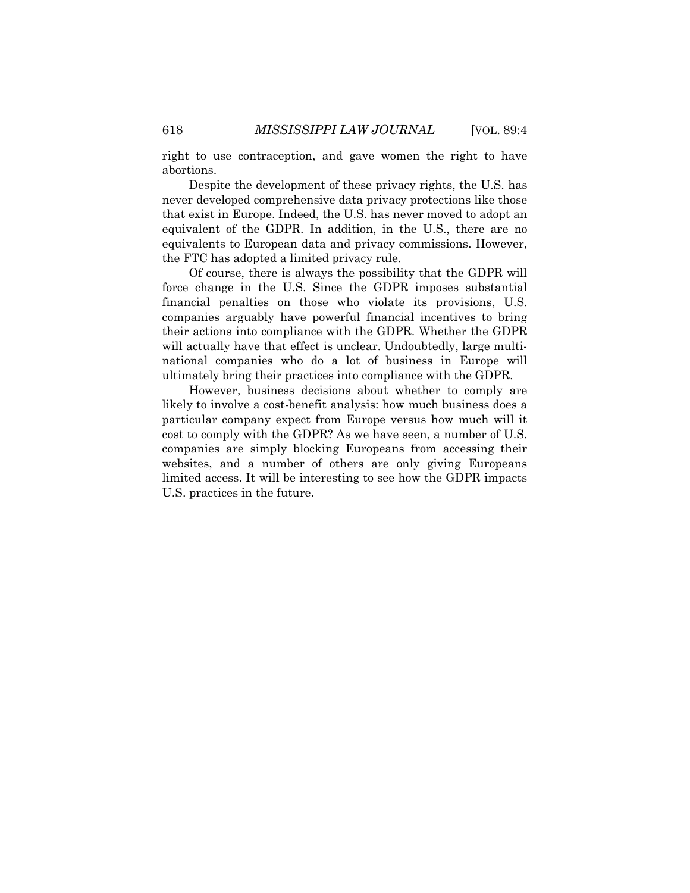right to use contraception, and gave women the right to have abortions.

Despite the development of these privacy rights, the U.S. has never developed comprehensive data privacy protections like those that exist in Europe. Indeed, the U.S. has never moved to adopt an equivalent of the GDPR. In addition, in the U.S., there are no equivalents to European data and privacy commissions. However, the FTC has adopted a limited privacy rule.

Of course, there is always the possibility that the GDPR will force change in the U.S. Since the GDPR imposes substantial financial penalties on those who violate its provisions, U.S. companies arguably have powerful financial incentives to bring their actions into compliance with the GDPR. Whether the GDPR will actually have that effect is unclear. Undoubtedly, large multinational companies who do a lot of business in Europe will ultimately bring their practices into compliance with the GDPR.

However, business decisions about whether to comply are likely to involve a cost-benefit analysis: how much business does a particular company expect from Europe versus how much will it cost to comply with the GDPR? As we have seen, a number of U.S. companies are simply blocking Europeans from accessing their websites, and a number of others are only giving Europeans limited access. It will be interesting to see how the GDPR impacts U.S. practices in the future.